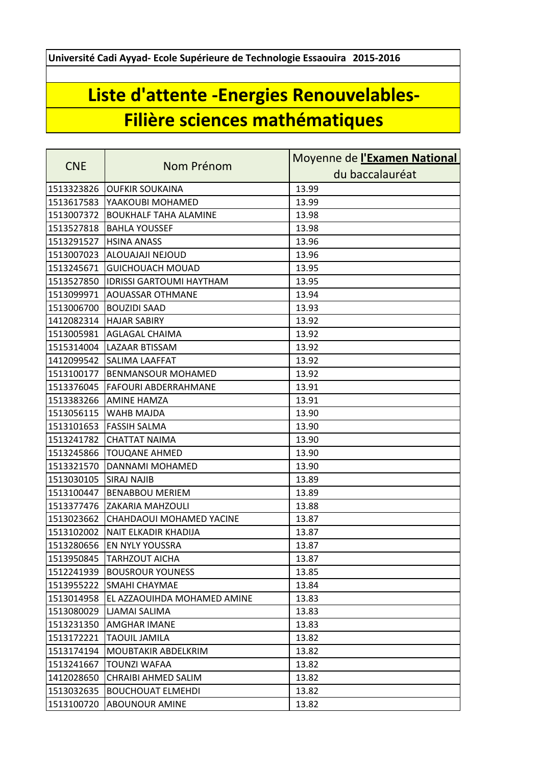**Université Cadi Ayyad- Ecole Supérieure de Technologie Essaouira 2015-2016**

# Liste d'attente -Energies Renouvelables-

# Filière sciences mathématiques

| CNE | Nom Prénom | Moyenne de **l'Examen National** du baccalauréat |
|---|---|---|
| 1513323826 | OUFKIR SOUKAINA | 13.99 |
| 1513617583 | YAAKOUBI MOHAMED | 13.99 |
| 1513007372 | BOUKHALF TAHA ALAMINE | 13.98 |
| 1513527818 | BAHLA YOUSSEF | 13.98 |
| 1513291527 | HSINA ANASS | 13.96 |
| 1513007023 | ALOUAJAJI NEJOUD | 13.96 |
| 1513245671 | GUICHOUACH MOUAD | 13.95 |
| 1513527850 | IDRISSI GARTOUMI HAYTHAM | 13.95 |
| 1513099971 | AOUASSAR OTHMANE | 13.94 |
| 1513006700 | BOUZIDI SAAD | 13.93 |
| 1412082314 | HAJAR SABIRY | 13.92 |
| 1513005981 | AGLAGAL CHAIMA | 13.92 |
| 1515314004 | LAZAAR BTISSAM | 13.92 |
| 1412099542 | SALIMA LAAFFAT | 13.92 |
| 1513100177 | BENMANSOUR MOHAMED | 13.92 |
| 1513376045 | FAFOURI ABDERRAHMANE | 13.91 |
| 1513383266 | AMINE HAMZA | 13.91 |
| 1513056115 | WAHB MAJDA | 13.90 |
| 1513101653 | FASSIH SALMA | 13.90 |
| 1513241782 | CHATTAT NAIMA | 13.90 |
| 1513245866 | TOUQANE AHMED | 13.90 |
| 1513321570 | DANNAMI MOHAMED | 13.90 |
| 1513030105 | SIRAJ NAJIB | 13.89 |
| 1513100447 | BENABBOU MERIEM | 13.89 |
| 1513377476 | ZAKARIA MAHZOULI | 13.88 |
| 1513023662 | CHAHDAOUI MOHAMED YACINE | 13.87 |
| 1513102002 | NAIT ELKADIR KHADIJA | 13.87 |
| 1513280656 | EN NYLY YOUSSRA | 13.87 |
| 1513950845 | TARHZOUT AICHA | 13.87 |
| 1512241939 | BOUSROUR YOUNESS | 13.85 |
| 1513955222 | SMAHI CHAYMAE | 13.84 |
| 1513014958 | EL AZZAOUIHDA MOHAMED AMINE | 13.83 |
| 1513080029 | LJAMAI SALIMA | 13.83 |
| 1513231350 | AMGHAR IMANE | 13.83 |
| 1513172221 | TAOUIL JAMILA | 13.82 |
| 1513174194 | MOUBTAKIR ABDELKRIM | 13.82 |
| 1513241667 | TOUNZI WAFAA | 13.82 |
| 1412028650 | CHRAIBI AHMED SALIM | 13.82 |
| 1513032635 | BOUCHOUAT ELMEHDI | 13.82 |
| 1513100720 | ABOUNOUR AMINE | 13.82 |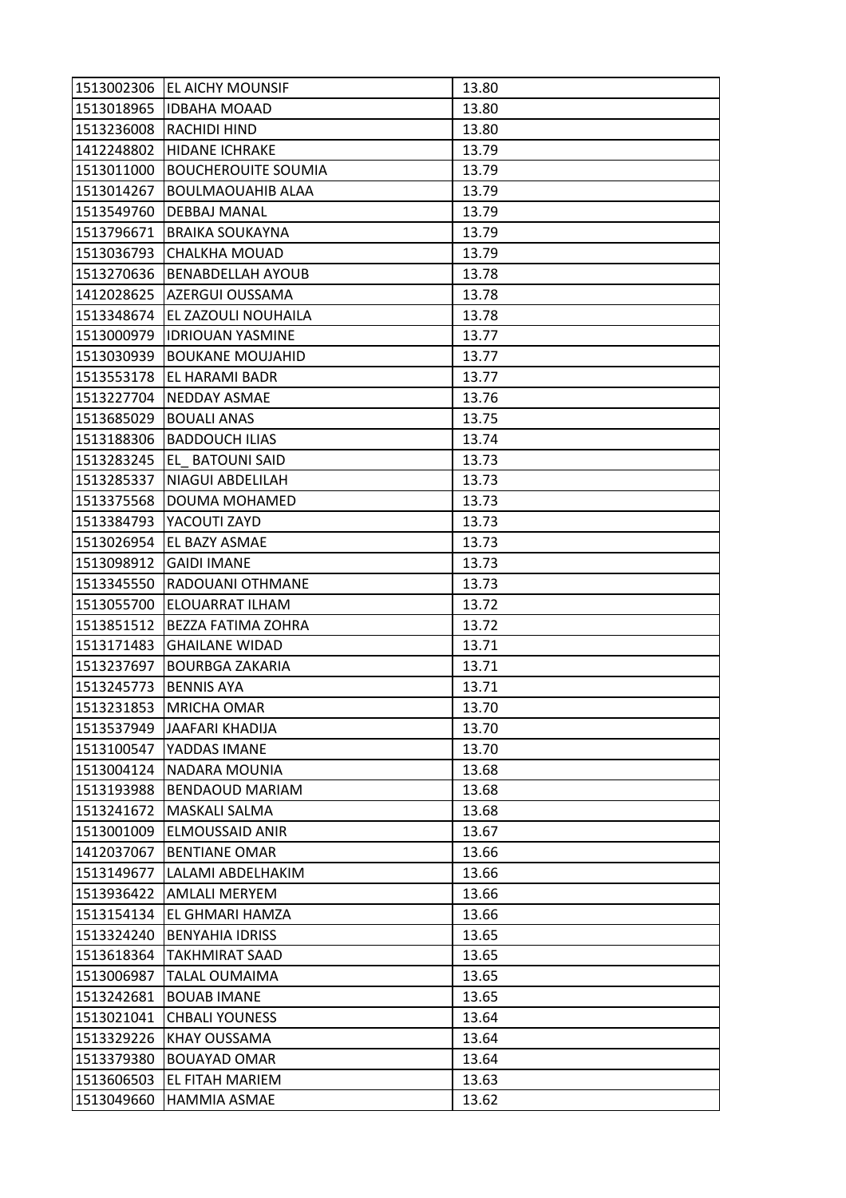| 1513002306 | EL AICHY MOUNSIF | 13.80 |
|---|---|---|
| 1513018965 | IDBAHA MOAAD | 13.80 |
| 1513236008 | RACHIDI HIND | 13.80 |
| 1412248802 | HIDANE ICHRAKE | 13.79 |
| 1513011000 | BOUCHEROUITE SOUMIA | 13.79 |
| 1513014267 | BOULMAOUAHIB ALAA | 13.79 |
| 1513549760 | DEBBAJ MANAL | 13.79 |
| 1513796671 | BRAIKA SOUKAYNA | 13.79 |
| 1513036793 | CHALKHA MOUAD | 13.79 |
| 1513270636 | BENABDELLAH AYOUB | 13.78 |
| 1412028625 | AZERGUI OUSSAMA | 13.78 |
| 1513348674 | EL ZAZOULI NOUHAILA | 13.78 |
| 1513000979 | IDRIOUAN YASMINE | 13.77 |
| 1513030939 | BOUKANE MOUJAHID | 13.77 |
| 1513553178 | EL HARAMI BADR | 13.77 |
| 1513227704 | NEDDAY ASMAE | 13.76 |
| 1513685029 | BOUALI ANAS | 13.75 |
| 1513188306 | BADDOUCH ILIAS | 13.74 |
| 1513283245 | EL_ BATOUNI SAID | 13.73 |
| 1513285337 | NIAGUI ABDELILAH | 13.73 |
| 1513375568 | DOUMA MOHAMED | 13.73 |
| 1513384793 | YACOUTI ZAYD | 13.73 |
| 1513026954 | EL BAZY ASMAE | 13.73 |
| 1513098912 | GAIDI IMANE | 13.73 |
| 1513345550 | RADOUANI OTHMANE | 13.73 |
| 1513055700 | ELOUARRAT ILHAM | 13.72 |
| 1513851512 | BEZZA FATIMA ZOHRA | 13.72 |
| 1513171483 | GHAILANE WIDAD | 13.71 |
| 1513237697 | BOURBGA ZAKARIA | 13.71 |
| 1513245773 | BENNIS AYA | 13.71 |
| 1513231853 | MRICHA OMAR | 13.70 |
| 1513537949 | JAAFARI KHADIJA | 13.70 |
| 1513100547 | YADDAS IMANE | 13.70 |
| 1513004124 | NADARA MOUNIA | 13.68 |
| 1513193988 | BENDAOUD MARIAM | 13.68 |
| 1513241672 | MASKALI SALMA | 13.68 |
| 1513001009 | ELMOUSSAID ANIR | 13.67 |
| 1412037067 | BENTIANE OMAR | 13.66 |
| 1513149677 | LALAMI ABDELHAKIM | 13.66 |
| 1513936422 | AMLALI MERYEM | 13.66 |
| 1513154134 | EL GHMARI HAMZA | 13.66 |
| 1513324240 | BENYAHIA IDRISS | 13.65 |
| 1513618364 | TAKHMIRAT SAAD | 13.65 |
| 1513006987 | TALAL OUMAIMA | 13.65 |
| 1513242681 | BOUAB IMANE | 13.65 |
| 1513021041 | CHBALI YOUNESS | 13.64 |
| 1513329226 | KHAY OUSSAMA | 13.64 |
| 1513379380 | BOUAYAD OMAR | 13.64 |
| 1513606503 | EL FITAH MARIEM | 13.63 |
| 1513049660 | HAMMIA ASMAE | 13.62 |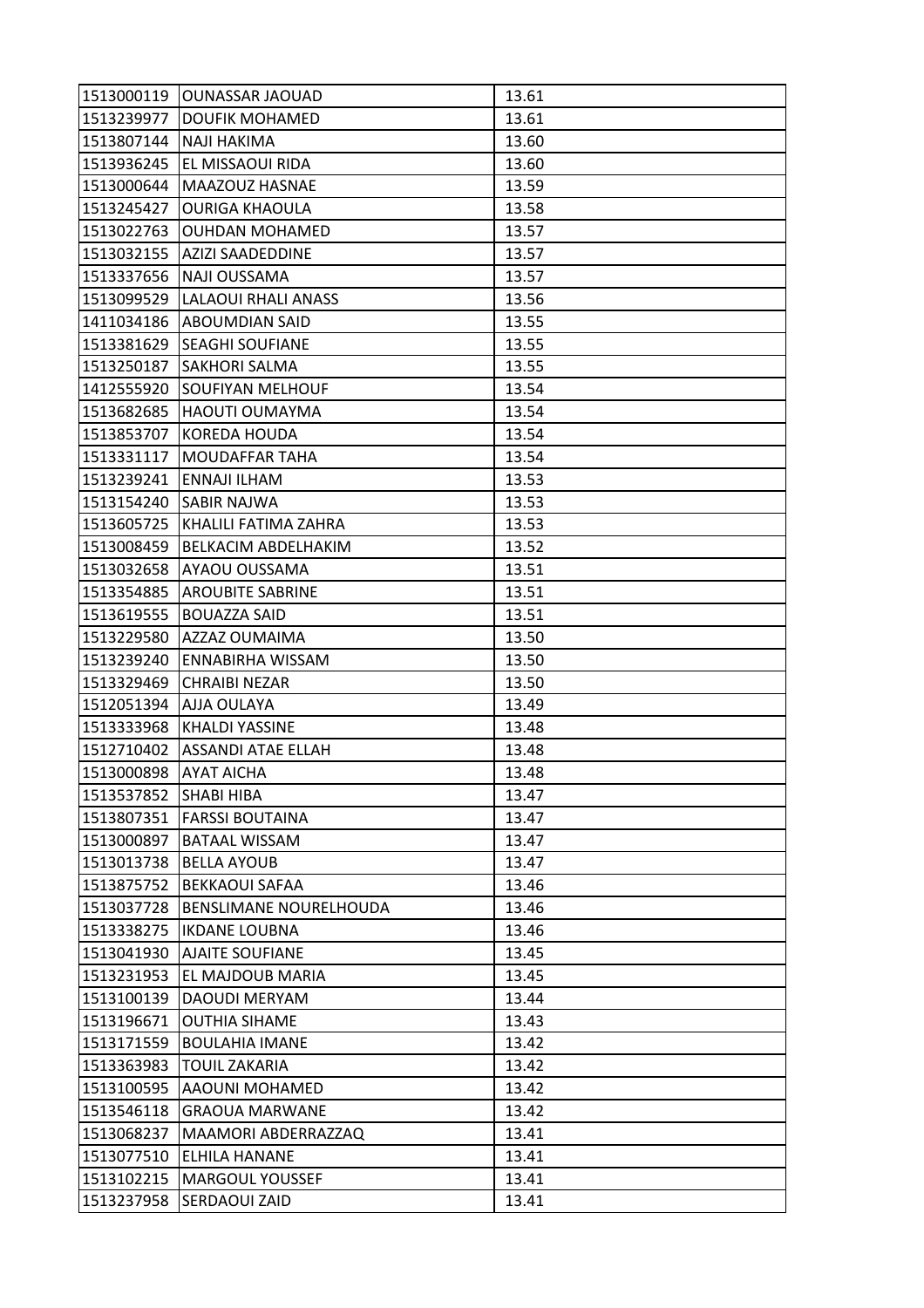| | | |
|---|---|---|
| 1513000119 | OUNASSAR JAOUAD | 13.61 |
| 1513239977 | DOUFIK MOHAMED | 13.61 |
| 1513807144 | NAJI HAKIMA | 13.60 |
| 1513936245 | EL MISSAOUI RIDA | 13.60 |
| 1513000644 | MAAZOUZ HASNAE | 13.59 |
| 1513245427 | OURIGA KHAOULA | 13.58 |
| 1513022763 | OUHDAN MOHAMED | 13.57 |
| 1513032155 | AZIZI SAADEDDINE | 13.57 |
| 1513337656 | NAJI OUSSAMA | 13.57 |
| 1513099529 | LALAOUI RHALI ANASS | 13.56 |
| 1411034186 | ABOUMDIAN SAID | 13.55 |
| 1513381629 | SEAGHI SOUFIANE | 13.55 |
| 1513250187 | SAKHORI SALMA | 13.55 |
| 1412555920 | SOUFIYAN MELHOUF | 13.54 |
| 1513682685 | HAOUTI OUMAYMA | 13.54 |
| 1513853707 | KOREDA HOUDA | 13.54 |
| 1513331117 | MOUDAFFAR TAHA | 13.54 |
| 1513239241 | ENNAJI ILHAM | 13.53 |
| 1513154240 | SABIR NAJWA | 13.53 |
| 1513605725 | KHALILI FATIMA ZAHRA | 13.53 |
| 1513008459 | BELKACIM ABDELHAKIM | 13.52 |
| 1513032658 | AYAOU OUSSAMA | 13.51 |
| 1513354885 | AROUBITE SABRINE | 13.51 |
| 1513619555 | BOUAZZA SAID | 13.51 |
| 1513229580 | AZZAZ OUMAIMA | 13.50 |
| 1513239240 | ENNABIRHA WISSAM | 13.50 |
| 1513329469 | CHRAIBI NEZAR | 13.50 |
| 1512051394 | AJJA OULAYA | 13.49 |
| 1513333968 | KHALDI YASSINE | 13.48 |
| 1512710402 | ASSANDI ATAE ELLAH | 13.48 |
| 1513000898 | AYAT AICHA | 13.48 |
| 1513537852 | SHABI HIBA | 13.47 |
| 1513807351 | FARSSI BOUTAINA | 13.47 |
| 1513000897 | BATAAL WISSAM | 13.47 |
| 1513013738 | BELLA AYOUB | 13.47 |
| 1513875752 | BEKKAOUI SAFAA | 13.46 |
| 1513037728 | BENSLIMANE NOURELHOUDA | 13.46 |
| 1513338275 | IKDANE LOUBNA | 13.46 |
| 1513041930 | AJAITE SOUFIANE | 13.45 |
| 1513231953 | EL MAJDOUB MARIA | 13.45 |
| 1513100139 | DAOUDI MERYAM | 13.44 |
| 1513196671 | OUTHIA SIHAME | 13.43 |
| 1513171559 | BOULAHIA IMANE | 13.42 |
| 1513363983 | TOUIL ZAKARIA | 13.42 |
| 1513100595 | AAOUNI MOHAMED | 13.42 |
| 1513546118 | GRAOUA MARWANE | 13.42 |
| 1513068237 | MAAMORI ABDERRAZZAQ | 13.41 |
| 1513077510 | ELHILA HANANE | 13.41 |
| 1513102215 | MARGOUL YOUSSEF | 13.41 |
| 1513237958 | SERDAOUI ZAID | 13.41 |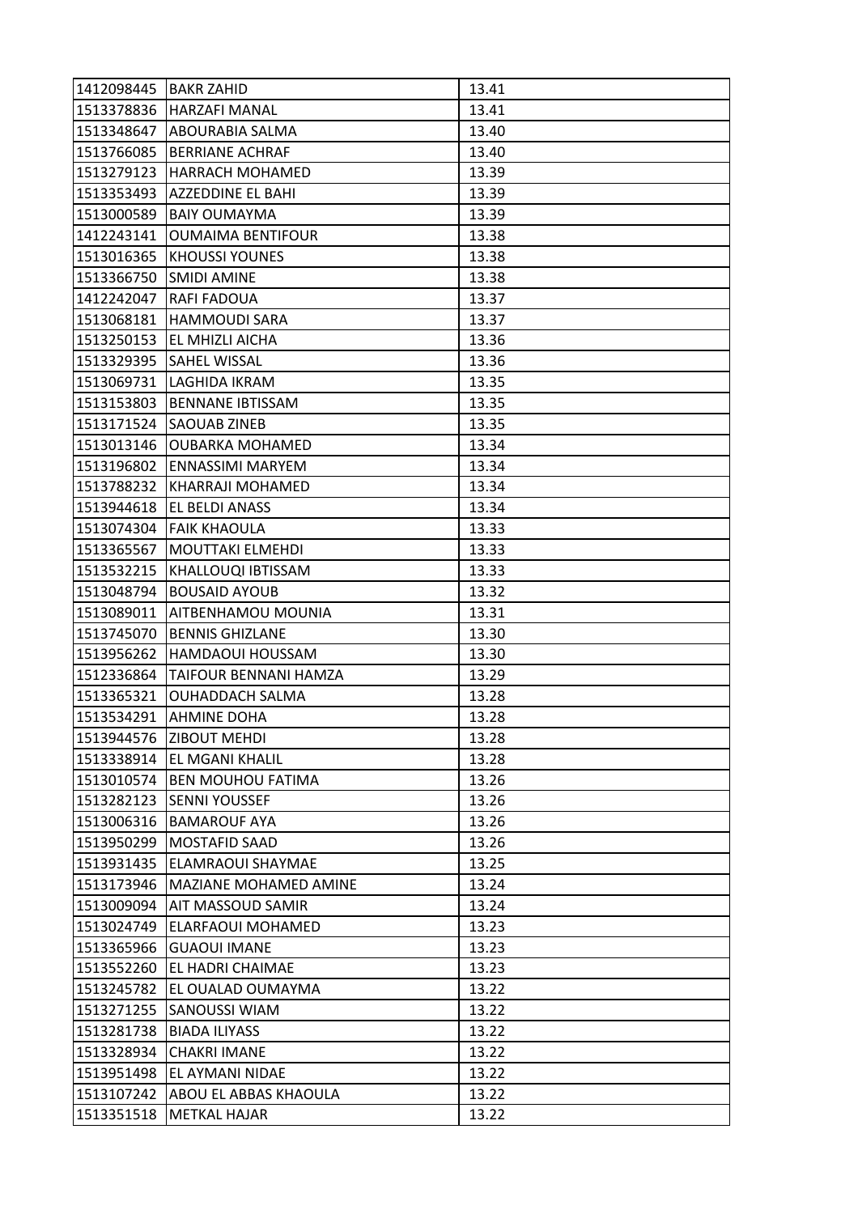| | | |
|---|---|---|
| 1412098445 | BAKR ZAHID | 13.41 |
| 1513378836 | HARZAFI MANAL | 13.41 |
| 1513348647 | ABOURABIA SALMA | 13.40 |
| 1513766085 | BERRIANE ACHRAF | 13.40 |
| 1513279123 | HARRACH MOHAMED | 13.39 |
| 1513353493 | AZZEDDINE EL BAHI | 13.39 |
| 1513000589 | BAIY OUMAYMA | 13.39 |
| 1412243141 | OUMAIMA BENTIFOUR | 13.38 |
| 1513016365 | KHOUSSI YOUNES | 13.38 |
| 1513366750 | SMIDI AMINE | 13.38 |
| 1412242047 | RAFI FADOUA | 13.37 |
| 1513068181 | HAMMOUDI SARA | 13.37 |
| 1513250153 | EL MHIZLI AICHA | 13.36 |
| 1513329395 | SAHEL WISSAL | 13.36 |
| 1513069731 | LAGHIDA IKRAM | 13.35 |
| 1513153803 | BENNANE IBTISSAM | 13.35 |
| 1513171524 | SAOUAB ZINEB | 13.35 |
| 1513013146 | OUBARKA MOHAMED | 13.34 |
| 1513196802 | ENNASSIMI MARYEM | 13.34 |
| 1513788232 | KHARRAJI MOHAMED | 13.34 |
| 1513944618 | EL BELDI ANASS | 13.34 |
| 1513074304 | FAIK KHAOULA | 13.33 |
| 1513365567 | MOUTTAKI ELMEHDI | 13.33 |
| 1513532215 | KHALLOUQI IBTISSAM | 13.33 |
| 1513048794 | BOUSAID AYOUB | 13.32 |
| 1513089011 | AITBENHAMOU MOUNIA | 13.31 |
| 1513745070 | BENNIS GHIZLANE | 13.30 |
| 1513956262 | HAMDAOUI HOUSSAM | 13.30 |
| 1512336864 | TAIFOUR BENNANI HAMZA | 13.29 |
| 1513365321 | OUHADDACH SALMA | 13.28 |
| 1513534291 | AHMINE DOHA | 13.28 |
| 1513944576 | ZIBOUT MEHDI | 13.28 |
| 1513338914 | EL MGANI KHALIL | 13.28 |
| 1513010574 | BEN MOUHOU FATIMA | 13.26 |
| 1513282123 | SENNI YOUSSEF | 13.26 |
| 1513006316 | BAMAROUF AYA | 13.26 |
| 1513950299 | MOSTAFID SAAD | 13.26 |
| 1513931435 | ELAMRAOUI SHAYMAE | 13.25 |
| 1513173946 | MAZIANE MOHAMED AMINE | 13.24 |
| 1513009094 | AIT MASSOUD SAMIR | 13.24 |
| 1513024749 | ELARFAOUI MOHAMED | 13.23 |
| 1513365966 | GUAOUI IMANE | 13.23 |
| 1513552260 | EL HADRI CHAIMAE | 13.23 |
| 1513245782 | EL OUALAD OUMAYMA | 13.22 |
| 1513271255 | SANOUSSI WIAM | 13.22 |
| 1513281738 | BIADA ILIYASS | 13.22 |
| 1513328934 | CHAKRI IMANE | 13.22 |
| 1513951498 | EL AYMANI NIDAE | 13.22 |
| 1513107242 | ABOU EL ABBAS KHAOULA | 13.22 |
| 1513351518 | METKAL HAJAR | 13.22 |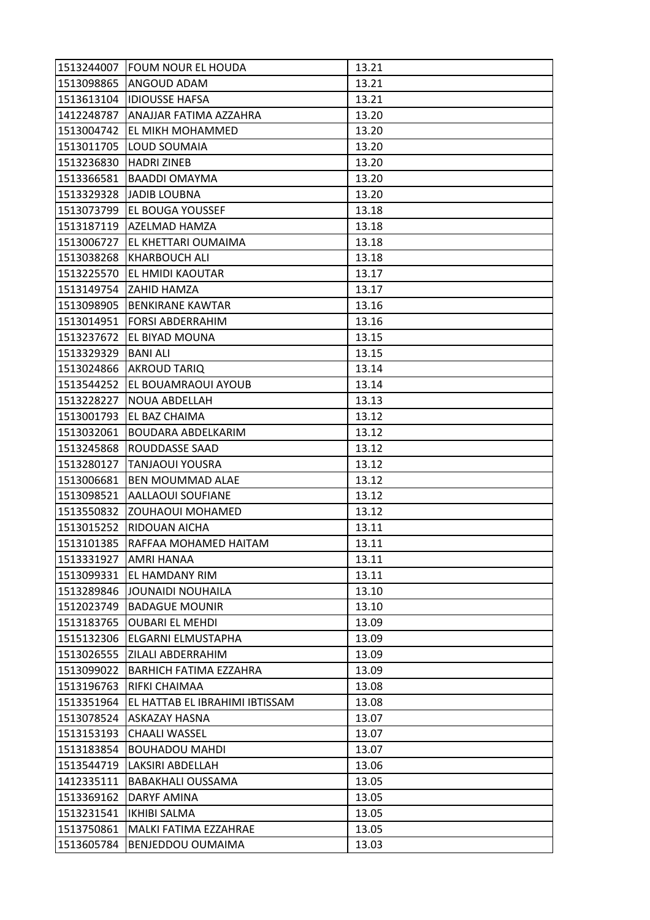| | | |
|---|---|---|
| 1513244007 | FOUM NOUR EL HOUDA | 13.21 |
| 1513098865 | ANGOUD ADAM | 13.21 |
| 1513613104 | IDIOUSSE HAFSA | 13.21 |
| 1412248787 | ANAJJAR FATIMA AZZAHRA | 13.20 |
| 1513004742 | EL MIKH MOHAMMED | 13.20 |
| 1513011705 | LOUD SOUMAIA | 13.20 |
| 1513236830 | HADRI ZINEB | 13.20 |
| 1513366581 | BAADDI OMAYMA | 13.20 |
| 1513329328 | JADIB LOUBNA | 13.20 |
| 1513073799 | EL BOUGA YOUSSEF | 13.18 |
| 1513187119 | AZELMAD HAMZA | 13.18 |
| 1513006727 | EL KHETTARI OUMAIMA | 13.18 |
| 1513038268 | KHARBOUCH ALI | 13.18 |
| 1513225570 | EL HMIDI KAOUTAR | 13.17 |
| 1513149754 | ZAHID HAMZA | 13.17 |
| 1513098905 | BENKIRANE KAWTAR | 13.16 |
| 1513014951 | FORSI ABDERRAHIM | 13.16 |
| 1513237672 | EL BIYAD MOUNA | 13.15 |
| 1513329329 | BANI ALI | 13.15 |
| 1513024866 | AKROUD TARIQ | 13.14 |
| 1513544252 | EL BOUAMRAOUI AYOUB | 13.14 |
| 1513228227 | NOUA ABDELLAH | 13.13 |
| 1513001793 | EL BAZ CHAIMA | 13.12 |
| 1513032061 | BOUDARA ABDELKARIM | 13.12 |
| 1513245868 | ROUDDASSE SAAD | 13.12 |
| 1513280127 | TANJAOUI YOUSRA | 13.12 |
| 1513006681 | BEN MOUMMAD ALAE | 13.12 |
| 1513098521 | AALLAOUI SOUFIANE | 13.12 |
| 1513550832 | ZOUHAOUI MOHAMED | 13.12 |
| 1513015252 | RIDOUAN AICHA | 13.11 |
| 1513101385 | RAFFAA MOHAMED HAITAM | 13.11 |
| 1513331927 | AMRI HANAA | 13.11 |
| 1513099331 | EL HAMDANY RIM | 13.11 |
| 1513289846 | JOUNAIDI NOUHAILA | 13.10 |
| 1512023749 | BADAGUE MOUNIR | 13.10 |
| 1513183765 | OUBARI EL MEHDI | 13.09 |
| 1515132306 | ELGARNI ELMUSTAPHA | 13.09 |
| 1513026555 | ZILALI ABDERRAHIM | 13.09 |
| 1513099022 | BARHICH FATIMA EZZAHRA | 13.09 |
| 1513196763 | RIFKI CHAIMAA | 13.08 |
| 1513351964 | EL HATTAB EL IBRAHIMI IBTISSAM | 13.08 |
| 1513078524 | ASKAZAY HASNA | 13.07 |
| 1513153193 | CHAALI WASSEL | 13.07 |
| 1513183854 | BOUHADOU MAHDI | 13.07 |
| 1513544719 | LAKSIRI ABDELLAH | 13.06 |
| 1412335111 | BABAKHALI OUSSAMA | 13.05 |
| 1513369162 | DARYF AMINA | 13.05 |
| 1513231541 | IKHIBI SALMA | 13.05 |
| 1513750861 | MALKI FATIMA EZZAHRAE | 13.05 |
| 1513605784 | BENJEDDOU OUMAIMA | 13.03 |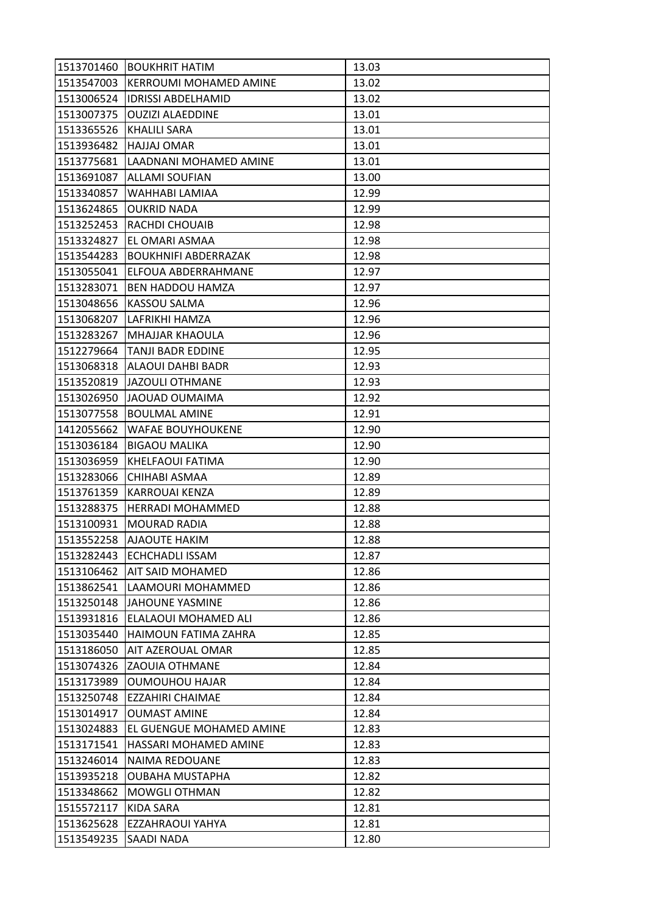| 1513701460 | BOUKHRIT HATIM | 13.03 |
|---|---|---|
| 1513547003 | KERROUMI MOHAMED AMINE | 13.02 |
| 1513006524 | IDRISSI ABDELHAMID | 13.02 |
| 1513007375 | OUZIZI ALAEDDINE | 13.01 |
| 1513365526 | KHALILI SARA | 13.01 |
| 1513936482 | HAJJAJ OMAR | 13.01 |
| 1513775681 | LAADNANI MOHAMED AMINE | 13.01 |
| 1513691087 | ALLAMI SOUFIAN | 13.00 |
| 1513340857 | WAHHABI LAMIAA | 12.99 |
| 1513624865 | OUKRID NADA | 12.99 |
| 1513252453 | RACHDI CHOUAIB | 12.98 |
| 1513324827 | EL OMARI ASMAA | 12.98 |
| 1513544283 | BOUKHNIFI ABDERRAZAK | 12.98 |
| 1513055041 | ELFOUA ABDERRAHMANE | 12.97 |
| 1513283071 | BEN HADDOU HAMZA | 12.97 |
| 1513048656 | KASSOU SALMA | 12.96 |
| 1513068207 | LAFRIKHI HAMZA | 12.96 |
| 1513283267 | MHAJJAR KHAOULA | 12.96 |
| 1512279664 | TANJI BADR EDDINE | 12.95 |
| 1513068318 | ALAOUI DAHBI BADR | 12.93 |
| 1513520819 | JAZOULI OTHMANE | 12.93 |
| 1513026950 | JAOUAD OUMAIMA | 12.92 |
| 1513077558 | BOULMAL AMINE | 12.91 |
| 1412055662 | WAFAE BOUYHOUKENE | 12.90 |
| 1513036184 | BIGAOU MALIKA | 12.90 |
| 1513036959 | KHELFAOUI FATIMA | 12.90 |
| 1513283066 | CHIHABI ASMAA | 12.89 |
| 1513761359 | KARROUAI KENZA | 12.89 |
| 1513288375 | HERRADI MOHAMMED | 12.88 |
| 1513100931 | MOURAD RADIA | 12.88 |
| 1513552258 | AJAOUTE HAKIM | 12.88 |
| 1513282443 | ECHCHADLI ISSAM | 12.87 |
| 1513106462 | AIT SAID MOHAMED | 12.86 |
| 1513862541 | LAAMOURI MOHAMMED | 12.86 |
| 1513250148 | JAHOUNE YASMINE | 12.86 |
| 1513931816 | ELALAOUI MOHAMED ALI | 12.86 |
| 1513035440 | HAIMOUN FATIMA ZAHRA | 12.85 |
| 1513186050 | AIT AZEROUAL OMAR | 12.85 |
| 1513074326 | ZAOUIA OTHMANE | 12.84 |
| 1513173989 | OUMOUHOU HAJAR | 12.84 |
| 1513250748 | EZZAHIRI CHAIMAE | 12.84 |
| 1513014917 | OUMAST AMINE | 12.84 |
| 1513024883 | EL GUENGUE MOHAMED AMINE | 12.83 |
| 1513171541 | HASSARI MOHAMED AMINE | 12.83 |
| 1513246014 | NAIMA REDOUANE | 12.83 |
| 1513935218 | OUBAHA MUSTAPHA | 12.82 |
| 1513348662 | MOWGLI OTHMAN | 12.82 |
| 1515572117 | KIDA SARA | 12.81 |
| 1513625628 | EZZAHRAOUI YAHYA | 12.81 |
| 1513549235 | SAADI NADA | 12.80 |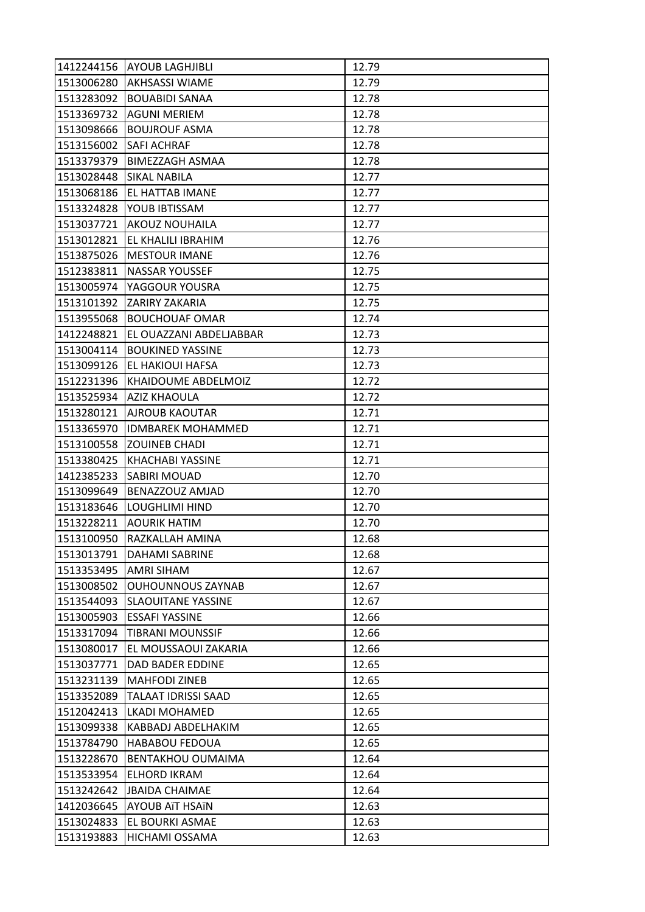| 1412244156 | AYOUB LAGHJIBLI | 12.79 |
|---|---|---|
| 1513006280 | AKHSASSI WIAME | 12.79 |
| 1513283092 | BOUABIDI SANAA | 12.78 |
| 1513369732 | AGUNI MERIEM | 12.78 |
| 1513098666 | BOUJROUF ASMA | 12.78 |
| 1513156002 | SAFI ACHRAF | 12.78 |
| 1513379379 | BIMEZZAGH ASMAA | 12.78 |
| 1513028448 | SIKAL NABILA | 12.77 |
| 1513068186 | EL HATTAB IMANE | 12.77 |
| 1513324828 | YOUB IBTISSAM | 12.77 |
| 1513037721 | AKOUZ NOUHAILA | 12.77 |
| 1513012821 | EL KHALILI IBRAHIM | 12.76 |
| 1513875026 | MESTOUR IMANE | 12.76 |
| 1512383811 | NASSAR YOUSSEF | 12.75 |
| 1513005974 | YAGGOUR YOUSRA | 12.75 |
| 1513101392 | ZARIRY ZAKARIA | 12.75 |
| 1513955068 | BOUCHOUAF OMAR | 12.74 |
| 1412248821 | EL OUAZZANI ABDELJABBAR | 12.73 |
| 1513004114 | BOUKINED YASSINE | 12.73 |
| 1513099126 | EL HAKIOUI HAFSA | 12.73 |
| 1512231396 | KHAIDOUME ABDELMOIZ | 12.72 |
| 1513525934 | AZIZ KHAOULA | 12.72 |
| 1513280121 | AJROUB KAOUTAR | 12.71 |
| 1513365970 | IDMBAREK MOHAMMED | 12.71 |
| 1513100558 | ZOUINEB CHADI | 12.71 |
| 1513380425 | KHACHABI YASSINE | 12.71 |
| 1412385233 | SABIRI MOUAD | 12.70 |
| 1513099649 | BENAZZOUZ AMJAD | 12.70 |
| 1513183646 | LOUGHLIMI HIND | 12.70 |
| 1513228211 | AOURIK HATIM | 12.70 |
| 1513100950 | RAZKALLAH AMINA | 12.68 |
| 1513013791 | DAHAMI SABRINE | 12.68 |
| 1513353495 | AMRI SIHAM | 12.67 |
| 1513008502 | OUHOUNNOUS ZAYNAB | 12.67 |
| 1513544093 | SLAOUITANE YASSINE | 12.67 |
| 1513005903 | ESSAFI YASSINE | 12.66 |
| 1513317094 | TIBRANI MOUNSSIF | 12.66 |
| 1513080017 | EL MOUSSAOUI ZAKARIA | 12.66 |
| 1513037771 | DAD BADER EDDINE | 12.65 |
| 1513231139 | MAHFODI ZINEB | 12.65 |
| 1513352089 | TALAAT IDRISSI SAAD | 12.65 |
| 1512042413 | LKADI MOHAMED | 12.65 |
| 1513099338 | KABBADJ ABDELHAKIM | 12.65 |
| 1513784790 | HABABOU FEDOUA | 12.65 |
| 1513228670 | BENTAKHOU OUMAIMA | 12.64 |
| 1513533954 | ELHORD IKRAM | 12.64 |
| 1513242642 | JBAIDA CHAIMAE | 12.64 |
| 1412036645 | AYOUB AïT HSAïN | 12.63 |
| 1513024833 | EL BOURKI ASMAE | 12.63 |
| 1513193883 | HICHAMI OSSAMA | 12.63 |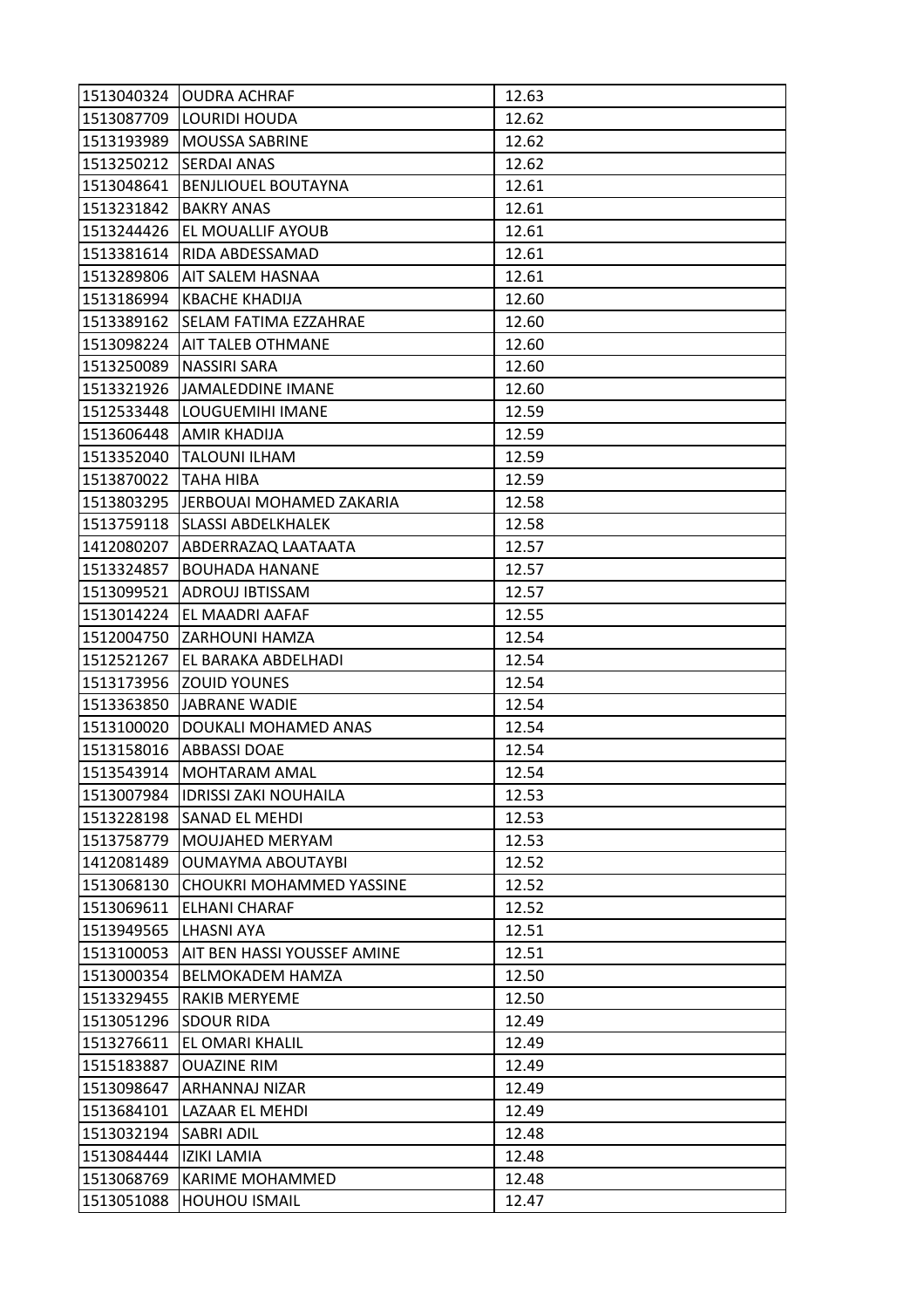| | | |
|---|---|---|
| 1513040324 | OUDRA ACHRAF | 12.63 |
| 1513087709 | LOURIDI HOUDA | 12.62 |
| 1513193989 | MOUSSA SABRINE | 12.62 |
| 1513250212 | SERDAI ANAS | 12.62 |
| 1513048641 | BENJLIOUEL BOUTAYNA | 12.61 |
| 1513231842 | BAKRY ANAS | 12.61 |
| 1513244426 | EL MOUALLIF AYOUB | 12.61 |
| 1513381614 | RIDA ABDESSAMAD | 12.61 |
| 1513289806 | AIT SALEM HASNAA | 12.61 |
| 1513186994 | KBACHE KHADIJA | 12.60 |
| 1513389162 | SELAM FATIMA EZZAHRAE | 12.60 |
| 1513098224 | AIT TALEB OTHMANE | 12.60 |
| 1513250089 | NASSIRI SARA | 12.60 |
| 1513321926 | JAMALEDDINE IMANE | 12.60 |
| 1512533448 | LOUGUEMIHI IMANE | 12.59 |
| 1513606448 | AMIR KHADIJA | 12.59 |
| 1513352040 | TALOUNI ILHAM | 12.59 |
| 1513870022 | TAHA HIBA | 12.59 |
| 1513803295 | JERBOUAI MOHAMED ZAKARIA | 12.58 |
| 1513759118 | SLASSI ABDELKHALEK | 12.58 |
| 1412080207 | ABDERRAZAQ LAATAATA | 12.57 |
| 1513324857 | BOUHADA HANANE | 12.57 |
| 1513099521 | ADROUJ IBTISSAM | 12.57 |
| 1513014224 | EL MAADRI AAFAF | 12.55 |
| 1512004750 | ZARHOUNI HAMZA | 12.54 |
| 1512521267 | EL BARAKA ABDELHADI | 12.54 |
| 1513173956 | ZOUID YOUNES | 12.54 |
| 1513363850 | JABRANE WADIE | 12.54 |
| 1513100020 | DOUKALI MOHAMED ANAS | 12.54 |
| 1513158016 | ABBASSI DOAE | 12.54 |
| 1513543914 | MOHTARAM AMAL | 12.54 |
| 1513007984 | IDRISSI ZAKI NOUHAILA | 12.53 |
| 1513228198 | SANAD EL MEHDI | 12.53 |
| 1513758779 | MOUJAHED MERYAM | 12.53 |
| 1412081489 | OUMAYMA ABOUTAYBI | 12.52 |
| 1513068130 | CHOUKRI MOHAMMED YASSINE | 12.52 |
| 1513069611 | ELHANI CHARAF | 12.52 |
| 1513949565 | LHASNI AYA | 12.51 |
| 1513100053 | AIT BEN HASSI YOUSSEF AMINE | 12.51 |
| 1513000354 | BELMOKADEM HAMZA | 12.50 |
| 1513329455 | RAKIB MERYEME | 12.50 |
| 1513051296 | SDOUR RIDA | 12.49 |
| 1513276611 | EL OMARI KHALIL | 12.49 |
| 1515183887 | OUAZINE RIM | 12.49 |
| 1513098647 | ARHANNAJ NIZAR | 12.49 |
| 1513684101 | LAZAAR EL MEHDI | 12.49 |
| 1513032194 | SABRI ADIL | 12.48 |
| 1513084444 | IZIKI LAMIA | 12.48 |
| 1513068769 | KARIME MOHAMMED | 12.48 |
| 1513051088 | HOUHOU ISMAIL | 12.47 |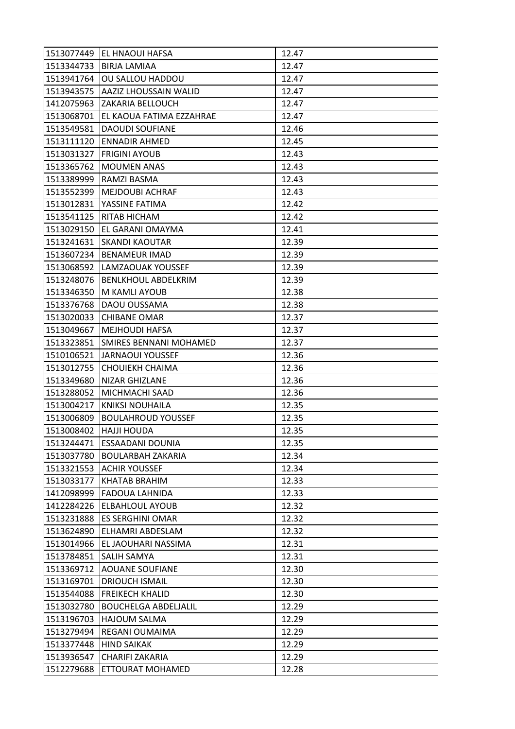| | | |
|---|---|---|
| 1513077449 | EL HNAOUI HAFSA | 12.47 |
| 1513344733 | BIRJA LAMIAA | 12.47 |
| 1513941764 | OU SALLOU HADDOU | 12.47 |
| 1513943575 | AAZIZ LHOUSSAIN WALID | 12.47 |
| 1412075963 | ZAKARIA BELLOUCH | 12.47 |
| 1513068701 | EL KAOUA FATIMA EZZAHRAE | 12.47 |
| 1513549581 | DAOUDI SOUFIANE | 12.46 |
| 1513111120 | ENNADIR AHMED | 12.45 |
| 1513031327 | FRIGINI AYOUB | 12.43 |
| 1513365762 | MOUMEN ANAS | 12.43 |
| 1513389999 | RAMZI BASMA | 12.43 |
| 1513552399 | MEJDOUBI ACHRAF | 12.43 |
| 1513012831 | YASSINE FATIMA | 12.42 |
| 1513541125 | RITAB HICHAM | 12.42 |
| 1513029150 | EL GARANI OMAYMA | 12.41 |
| 1513241631 | SKANDI KAOUTAR | 12.39 |
| 1513607234 | BENAMEUR IMAD | 12.39 |
| 1513068592 | LAMZAOUAK YOUSSEF | 12.39 |
| 1513248076 | BENLKHOUL ABDELKRIM | 12.39 |
| 1513346350 | M KAMLI AYOUB | 12.38 |
| 1513376768 | DAOU OUSSAMA | 12.38 |
| 1513020033 | CHIBANE OMAR | 12.37 |
| 1513049667 | MEJHOUDI HAFSA | 12.37 |
| 1513323851 | SMIRES BENNANI MOHAMED | 12.37 |
| 1510106521 | JARNAOUI YOUSSEF | 12.36 |
| 1513012755 | CHOUIEKH CHAIMA | 12.36 |
| 1513349680 | NIZAR GHIZLANE | 12.36 |
| 1513288052 | MICHMACHI SAAD | 12.36 |
| 1513004217 | KNIKSI NOUHAILA | 12.35 |
| 1513006809 | BOULAHROUD YOUSSEF | 12.35 |
| 1513008402 | HAJJI HOUDA | 12.35 |
| 1513244471 | ESSAADANI DOUNIA | 12.35 |
| 1513037780 | BOULARBAH ZAKARIA | 12.34 |
| 1513321553 | ACHIR YOUSSEF | 12.34 |
| 1513033177 | KHATAB BRAHIM | 12.33 |
| 1412098999 | FADOUA LAHNIDA | 12.33 |
| 1412284226 | ELBAHLOUL AYOUB | 12.32 |
| 1513231888 | ES SERGHINI OMAR | 12.32 |
| 1513624890 | ELHAMRI ABDESLAM | 12.32 |
| 1513014966 | EL JAOUHARI NASSIMA | 12.31 |
| 1513784851 | SALIH SAMYA | 12.31 |
| 1513369712 | AOUANE SOUFIANE | 12.30 |
| 1513169701 | DRIOUCH ISMAIL | 12.30 |
| 1513544088 | FREIKECH KHALID | 12.30 |
| 1513032780 | BOUCHELGA ABDELJALIL | 12.29 |
| 1513196703 | HAJOUM SALMA | 12.29 |
| 1513279494 | REGANI OUMAIMA | 12.29 |
| 1513377448 | HIND SAIKAK | 12.29 |
| 1513936547 | CHARIFI ZAKARIA | 12.29 |
| 1512279688 | ETTOURAT MOHAMED | 12.28 |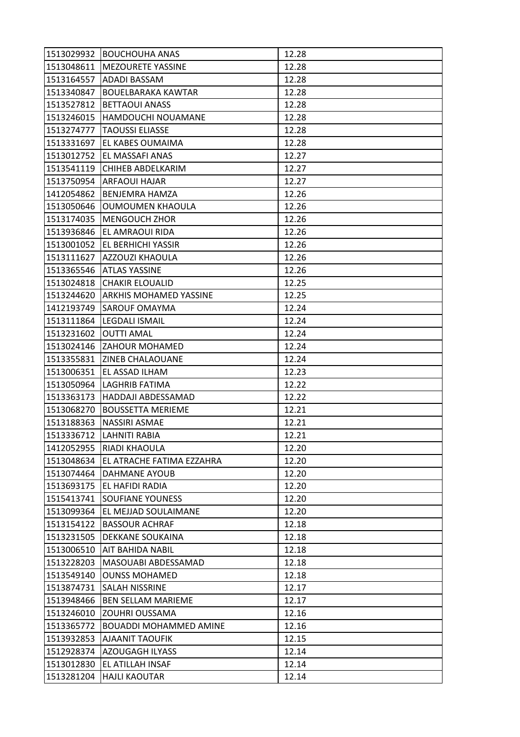| | | |
|---|---|---|
| 1513029932 | BOUCHOUHA ANAS | 12.28 |
| 1513048611 | MEZOURETE YASSINE | 12.28 |
| 1513164557 | ADADI BASSAM | 12.28 |
| 1513340847 | BOUELBARAKA KAWTAR | 12.28 |
| 1513527812 | BETTAOUI ANASS | 12.28 |
| 1513246015 | HAMDOUCHI NOUAMANE | 12.28 |
| 1513274777 | TAOUSSI ELIASSE | 12.28 |
| 1513331697 | EL KABES OUMAIMA | 12.28 |
| 1513012752 | EL MASSAFI ANAS | 12.27 |
| 1513541119 | CHIHEB ABDELKARIM | 12.27 |
| 1513750954 | ARFAOUI HAJAR | 12.27 |
| 1412054862 | BENJEMRA HAMZA | 12.26 |
| 1513050646 | OUMOUMEN KHAOULA | 12.26 |
| 1513174035 | MENGOUCH ZHOR | 12.26 |
| 1513936846 | EL AMRAOUI RIDA | 12.26 |
| 1513001052 | EL BERHICHI YASSIR | 12.26 |
| 1513111627 | AZZOUZI KHAOULA | 12.26 |
| 1513365546 | ATLAS YASSINE | 12.26 |
| 1513024818 | CHAKIR ELOUALID | 12.25 |
| 1513244620 | ARKHIS MOHAMED YASSINE | 12.25 |
| 1412193749 | SAROUF OMAYMA | 12.24 |
| 1513111864 | LEGDALI ISMAIL | 12.24 |
| 1513231602 | OUTTI AMAL | 12.24 |
| 1513024146 | ZAHOUR MOHAMED | 12.24 |
| 1513355831 | ZINEB CHALAOUANE | 12.24 |
| 1513006351 | EL ASSAD ILHAM | 12.23 |
| 1513050964 | LAGHRIB FATIMA | 12.22 |
| 1513363173 | HADDAJI ABDESSAMAD | 12.22 |
| 1513068270 | BOUSSETTA MERIEME | 12.21 |
| 1513188363 | NASSIRI ASMAE | 12.21 |
| 1513336712 | LAHNITI RABIA | 12.21 |
| 1412052955 | RIADI KHAOULA | 12.20 |
| 1513048634 | EL ATRACHE FATIMA EZZAHRA | 12.20 |
| 1513074464 | DAHMANE AYOUB | 12.20 |
| 1513693175 | EL HAFIDI RADIA | 12.20 |
| 1515413741 | SOUFIANE YOUNESS | 12.20 |
| 1513099364 | EL MEJJAD SOULAIMANE | 12.20 |
| 1513154122 | BASSOUR ACHRAF | 12.18 |
| 1513231505 | DEKKANE SOUKAINA | 12.18 |
| 1513006510 | AIT BAHIDA NABIL | 12.18 |
| 1513228203 | MASOUABI ABDESSAMAD | 12.18 |
| 1513549140 | OUNSS MOHAMED | 12.18 |
| 1513874731 | SALAH NISSRINE | 12.17 |
| 1513948466 | BEN SELLAM MARIEME | 12.17 |
| 1513246010 | ZOUHRI OUSSAMA | 12.16 |
| 1513365772 | BOUADDI MOHAMMED AMINE | 12.16 |
| 1513932853 | AJAANIT TAOUFIK | 12.15 |
| 1512928374 | AZOUGAGH ILYASS | 12.14 |
| 1513012830 | EL ATILLAH INSAF | 12.14 |
| 1513281204 | HAJLI KAOUTAR | 12.14 |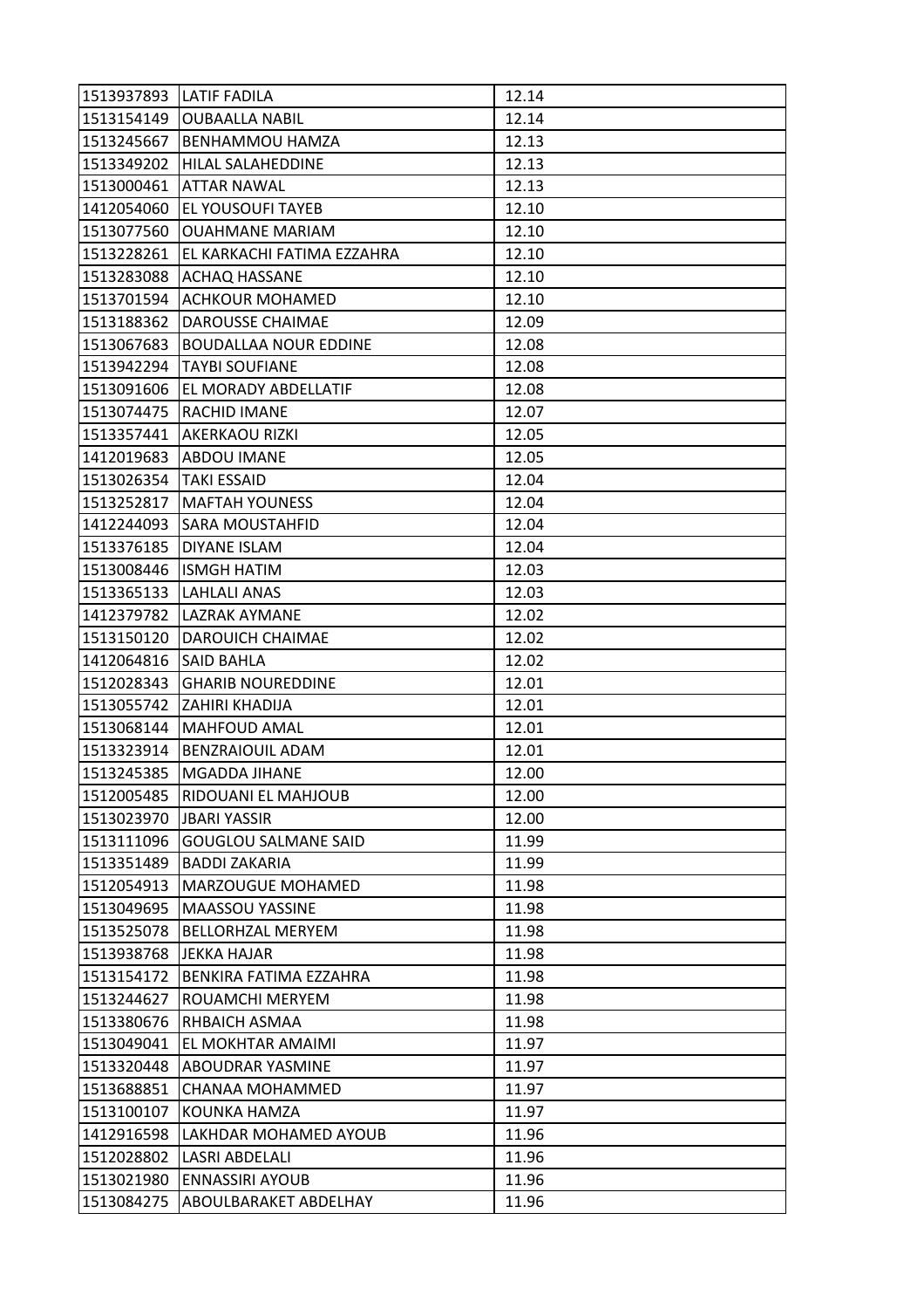| 1513937893 | LATIF FADILA | 12.14 |
|---|---|---|
| 1513154149 | OUBAALLA NABIL | 12.14 |
| 1513245667 | BENHAMMOU HAMZA | 12.13 |
| 1513349202 | HILAL SALAHEDDINE | 12.13 |
| 1513000461 | ATTAR NAWAL | 12.13 |
| 1412054060 | EL YOUSOUFI TAYEB | 12.10 |
| 1513077560 | OUAHMANE MARIAM | 12.10 |
| 1513228261 | EL KARKACHI FATIMA EZZAHRA | 12.10 |
| 1513283088 | ACHAQ HASSANE | 12.10 |
| 1513701594 | ACHKOUR MOHAMED | 12.10 |
| 1513188362 | DAROUSSE CHAIMAE | 12.09 |
| 1513067683 | BOUDALLAA NOUR EDDINE | 12.08 |
| 1513942294 | TAYBI SOUFIANE | 12.08 |
| 1513091606 | EL MORADY ABDELLATIF | 12.08 |
| 1513074475 | RACHID IMANE | 12.07 |
| 1513357441 | AKERKAOU RIZKI | 12.05 |
| 1412019683 | ABDOU IMANE | 12.05 |
| 1513026354 | TAKI ESSAID | 12.04 |
| 1513252817 | MAFTAH YOUNESS | 12.04 |
| 1412244093 | SARA MOUSTAHFID | 12.04 |
| 1513376185 | DIYANE ISLAM | 12.04 |
| 1513008446 | ISMGH HATIM | 12.03 |
| 1513365133 | LAHLALI ANAS | 12.03 |
| 1412379782 | LAZRAK AYMANE | 12.02 |
| 1513150120 | DAROUICH CHAIMAE | 12.02 |
| 1412064816 | SAID BAHLA | 12.02 |
| 1512028343 | GHARIB NOUREDDINE | 12.01 |
| 1513055742 | ZAHIRI KHADIJA | 12.01 |
| 1513068144 | MAHFOUD AMAL | 12.01 |
| 1513323914 | BENZRAIOUIL ADAM | 12.01 |
| 1513245385 | MGADDA JIHANE | 12.00 |
| 1512005485 | RIDOUANI EL MAHJOUB | 12.00 |
| 1513023970 | JBARI YASSIR | 12.00 |
| 1513111096 | GOUGLOU SALMANE SAID | 11.99 |
| 1513351489 | BADDI ZAKARIA | 11.99 |
| 1512054913 | MARZOUGUE MOHAMED | 11.98 |
| 1513049695 | MAASSOU YASSINE | 11.98 |
| 1513525078 | BELLORHZAL MERYEM | 11.98 |
| 1513938768 | JEKKA HAJAR | 11.98 |
| 1513154172 | BENKIRA FATIMA EZZAHRA | 11.98 |
| 1513244627 | ROUAMCHI MERYEM | 11.98 |
| 1513380676 | RHBAICH ASMAA | 11.98 |
| 1513049041 | EL MOKHTAR AMAIMI | 11.97 |
| 1513320448 | ABOUDRAR YASMINE | 11.97 |
| 1513688851 | CHANAA MOHAMMED | 11.97 |
| 1513100107 | KOUNKA HAMZA | 11.97 |
| 1412916598 | LAKHDAR MOHAMED AYOUB | 11.96 |
| 1512028802 | LASRI ABDELALI | 11.96 |
| 1513021980 | ENNASSIRI AYOUB | 11.96 |
| 1513084275 | ABOULBARAKET ABDELHAY | 11.96 |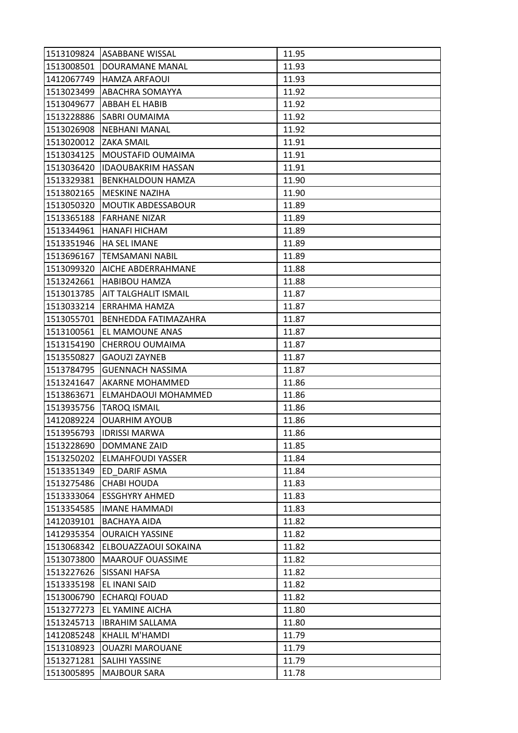| | | |
|---|---|---|
| 1513109824 | ASABBANE WISSAL | 11.95 |
| 1513008501 | DOURAMANE MANAL | 11.93 |
| 1412067749 | HAMZA ARFAOUI | 11.93 |
| 1513023499 | ABACHRA SOMAYYA | 11.92 |
| 1513049677 | ABBAH EL HABIB | 11.92 |
| 1513228886 | SABRI OUMAIMA | 11.92 |
| 1513026908 | NEBHANI MANAL | 11.92 |
| 1513020012 | ZAKA SMAIL | 11.91 |
| 1513034125 | MOUSTAFID OUMAIMA | 11.91 |
| 1513036420 | IDAOUBAKRIM HASSAN | 11.91 |
| 1513329381 | BENKHALDOUN HAMZA | 11.90 |
| 1513802165 | MESKINE NAZIHA | 11.90 |
| 1513050320 | MOUTIK ABDESSABOUR | 11.89 |
| 1513365188 | FARHANE NIZAR | 11.89 |
| 1513344961 | HANAFI HICHAM | 11.89 |
| 1513351946 | HA SEL IMANE | 11.89 |
| 1513696167 | TEMSAMANI NABIL | 11.89 |
| 1513099320 | AICHE ABDERRAHMANE | 11.88 |
| 1513242661 | HABIBOU HAMZA | 11.88 |
| 1513013785 | AIT TALGHALIT ISMAIL | 11.87 |
| 1513033214 | ERRAHMA HAMZA | 11.87 |
| 1513055701 | BENHEDDA FATIMAZAHRA | 11.87 |
| 1513100561 | EL MAMOUNE ANAS | 11.87 |
| 1513154190 | CHERROU OUMAIMA | 11.87 |
| 1513550827 | GAOUZI ZAYNEB | 11.87 |
| 1513784795 | GUENNACH NASSIMA | 11.87 |
| 1513241647 | AKARNE MOHAMMED | 11.86 |
| 1513863671 | ELMAHDAOUI MOHAMMED | 11.86 |
| 1513935756 | TAROQ ISMAIL | 11.86 |
| 1412089224 | OUARHIM AYOUB | 11.86 |
| 1513956793 | IDRISSI MARWA | 11.86 |
| 1513228690 | DOMMANE ZAID | 11.85 |
| 1513250202 | ELMAHFOUDI YASSER | 11.84 |
| 1513351349 | ED_DARIF ASMA | 11.84 |
| 1513275486 | CHABI HOUDA | 11.83 |
| 1513333064 | ESSGHYRY AHMED | 11.83 |
| 1513354585 | IMANE HAMMADI | 11.83 |
| 1412039101 | BACHAYA AIDA | 11.82 |
| 1412935354 | OURAICH YASSINE | 11.82 |
| 1513068342 | ELBOUAZZAOUI SOKAINA | 11.82 |
| 1513073800 | MAAROUF OUASSIME | 11.82 |
| 1513227626 | SISSANI HAFSA | 11.82 |
| 1513335198 | EL INANI SAID | 11.82 |
| 1513006790 | ECHARQI FOUAD | 11.82 |
| 1513277273 | EL YAMINE AICHA | 11.80 |
| 1513245713 | IBRAHIM SALLAMA | 11.80 |
| 1412085248 | KHALIL M'HAMDI | 11.79 |
| 1513108923 | OUAZRI MAROUANE | 11.79 |
| 1513271281 | SALIHI YASSINE | 11.79 |
| 1513005895 | MAJBOUR SARA | 11.78 |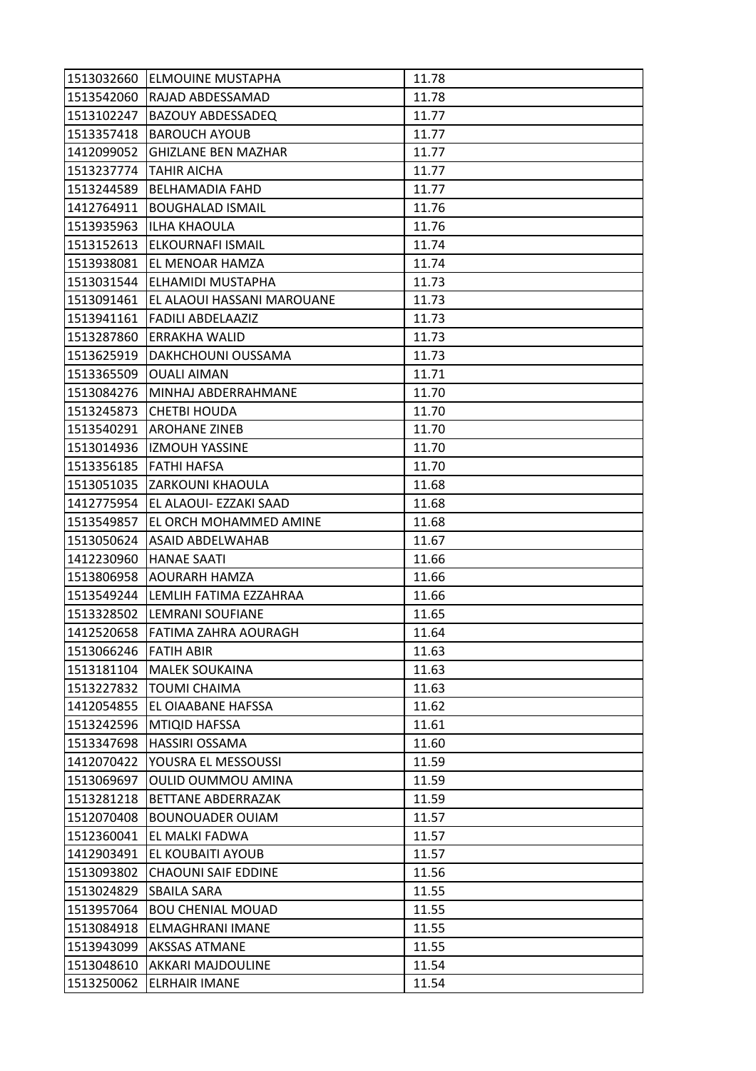| 1513032660 | ELMOUINE MUSTAPHA | 11.78 |
|---|---|---|
| 1513542060 | RAJAD ABDESSAMAD | 11.78 |
| 1513102247 | BAZOUY ABDESSADEQ | 11.77 |
| 1513357418 | BAROUCH AYOUB | 11.77 |
| 1412099052 | GHIZLANE BEN MAZHAR | 11.77 |
| 1513237774 | TAHIR AICHA | 11.77 |
| 1513244589 | BELHAMADIA FAHD | 11.77 |
| 1412764911 | BOUGHALAD ISMAIL | 11.76 |
| 1513935963 | ILHA KHAOULA | 11.76 |
| 1513152613 | ELKOURNAFI ISMAIL | 11.74 |
| 1513938081 | EL MENOAR HAMZA | 11.74 |
| 1513031544 | ELHAMIDI MUSTAPHA | 11.73 |
| 1513091461 | EL ALAOUI HASSANI MAROUANE | 11.73 |
| 1513941161 | FADILI ABDELAAZIZ | 11.73 |
| 1513287860 | ERRAKHA WALID | 11.73 |
| 1513625919 | DAKHCHOUNI OUSSAMA | 11.73 |
| 1513365509 | OUALI AIMAN | 11.71 |
| 1513084276 | MINHAJ ABDERRAHMANE | 11.70 |
| 1513245873 | CHETBI HOUDA | 11.70 |
| 1513540291 | AROHANE ZINEB | 11.70 |
| 1513014936 | IZMOUH YASSINE | 11.70 |
| 1513356185 | FATHI HAFSA | 11.70 |
| 1513051035 | ZARKOUNI KHAOULA | 11.68 |
| 1412775954 | EL ALAOUI- EZZAKI SAAD | 11.68 |
| 1513549857 | EL ORCH MOHAMMED AMINE | 11.68 |
| 1513050624 | ASAID ABDELWAHAB | 11.67 |
| 1412230960 | HANAE SAATI | 11.66 |
| 1513806958 | AOURARH HAMZA | 11.66 |
| 1513549244 | LEMLIH FATIMA EZZAHRAA | 11.66 |
| 1513328502 | LEMRANI SOUFIANE | 11.65 |
| 1412520658 | FATIMA ZAHRA AOURAGH | 11.64 |
| 1513066246 | FATIH ABIR | 11.63 |
| 1513181104 | MALEK SOUKAINA | 11.63 |
| 1513227832 | TOUMI CHAIMA | 11.63 |
| 1412054855 | EL OIAABANE HAFSSA | 11.62 |
| 1513242596 | MTIQID HAFSSA | 11.61 |
| 1513347698 | HASSIRI OSSAMA | 11.60 |
| 1412070422 | YOUSRA EL MESSOUSSI | 11.59 |
| 1513069697 | OULID OUMMOU AMINA | 11.59 |
| 1513281218 | BETTANE ABDERRAZAK | 11.59 |
| 1512070408 | BOUNOUADER OUIAM | 11.57 |
| 1512360041 | EL MALKI FADWA | 11.57 |
| 1412903491 | EL KOUBAITI AYOUB | 11.57 |
| 1513093802 | CHAOUNI SAIF EDDINE | 11.56 |
| 1513024829 | SBAILA SARA | 11.55 |
| 1513957064 | BOU CHENIAL MOUAD | 11.55 |
| 1513084918 | ELMAGHRANI IMANE | 11.55 |
| 1513943099 | AKSSAS ATMANE | 11.55 |
| 1513048610 | AKKARI MAJDOULINE | 11.54 |
| 1513250062 | ELRHAIR IMANE | 11.54 |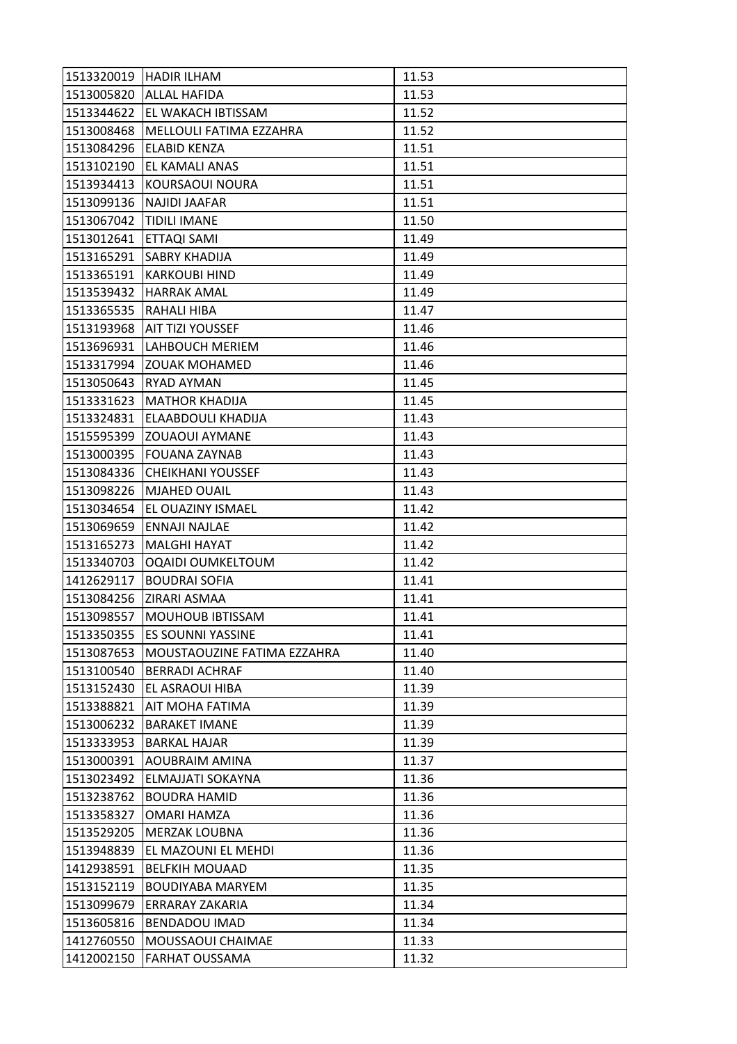| | | |
|---|---|---|
| 1513320019 | HADIR ILHAM | 11.53 |
| 1513005820 | ALLAL HAFIDA | 11.53 |
| 1513344622 | EL WAKACH IBTISSAM | 11.52 |
| 1513008468 | MELLOULI FATIMA EZZAHRA | 11.52 |
| 1513084296 | ELABID KENZA | 11.51 |
| 1513102190 | EL KAMALI ANAS | 11.51 |
| 1513934413 | KOURSAOUI NOURA | 11.51 |
| 1513099136 | NAJIDI JAAFAR | 11.51 |
| 1513067042 | TIDILI IMANE | 11.50 |
| 1513012641 | ETTAQI SAMI | 11.49 |
| 1513165291 | SABRY KHADIJA | 11.49 |
| 1513365191 | KARKOUBI HIND | 11.49 |
| 1513539432 | HARRAK AMAL | 11.49 |
| 1513365535 | RAHALI HIBA | 11.47 |
| 1513193968 | AIT TIZI YOUSSEF | 11.46 |
| 1513696931 | LAHBOUCH MERIEM | 11.46 |
| 1513317994 | ZOUAK MOHAMED | 11.46 |
| 1513050643 | RYAD AYMAN | 11.45 |
| 1513331623 | MATHOR KHADIJA | 11.45 |
| 1513324831 | ELAABDOULI KHADIJA | 11.43 |
| 1515595399 | ZOUAOUI AYMANE | 11.43 |
| 1513000395 | FOUANA ZAYNAB | 11.43 |
| 1513084336 | CHEIKHANI YOUSSEF | 11.43 |
| 1513098226 | MJAHED OUAIL | 11.43 |
| 1513034654 | EL OUAZINY ISMAEL | 11.42 |
| 1513069659 | ENNAJI NAJLAE | 11.42 |
| 1513165273 | MALGHI HAYAT | 11.42 |
| 1513340703 | OQAIDI OUMKELTOUM | 11.42 |
| 1412629117 | BOUDRAI SOFIA | 11.41 |
| 1513084256 | ZIRARI ASMAA | 11.41 |
| 1513098557 | MOUHOUB IBTISSAM | 11.41 |
| 1513350355 | ES SOUNNI YASSINE | 11.41 |
| 1513087653 | MOUSTAOUZINE FATIMA EZZAHRA | 11.40 |
| 1513100540 | BERRADI ACHRAF | 11.40 |
| 1513152430 | EL ASRAOUI HIBA | 11.39 |
| 1513388821 | AIT MOHA FATIMA | 11.39 |
| 1513006232 | BARAKET IMANE | 11.39 |
| 1513333953 | BARKAL HAJAR | 11.39 |
| 1513000391 | AOUBRAIM AMINA | 11.37 |
| 1513023492 | ELMAJJATI SOKAYNA | 11.36 |
| 1513238762 | BOUDRA HAMID | 11.36 |
| 1513358327 | OMARI HAMZA | 11.36 |
| 1513529205 | MERZAK LOUBNA | 11.36 |
| 1513948839 | EL MAZOUNI EL MEHDI | 11.36 |
| 1412938591 | BELFKIH MOUAAD | 11.35 |
| 1513152119 | BOUDIYABA MARYEM | 11.35 |
| 1513099679 | ERRARAY ZAKARIA | 11.34 |
| 1513605816 | BENDADOU IMAD | 11.34 |
| 1412760550 | MOUSSAOUI CHAIMAE | 11.33 |
| 1412002150 | FARHAT OUSSAMA | 11.32 |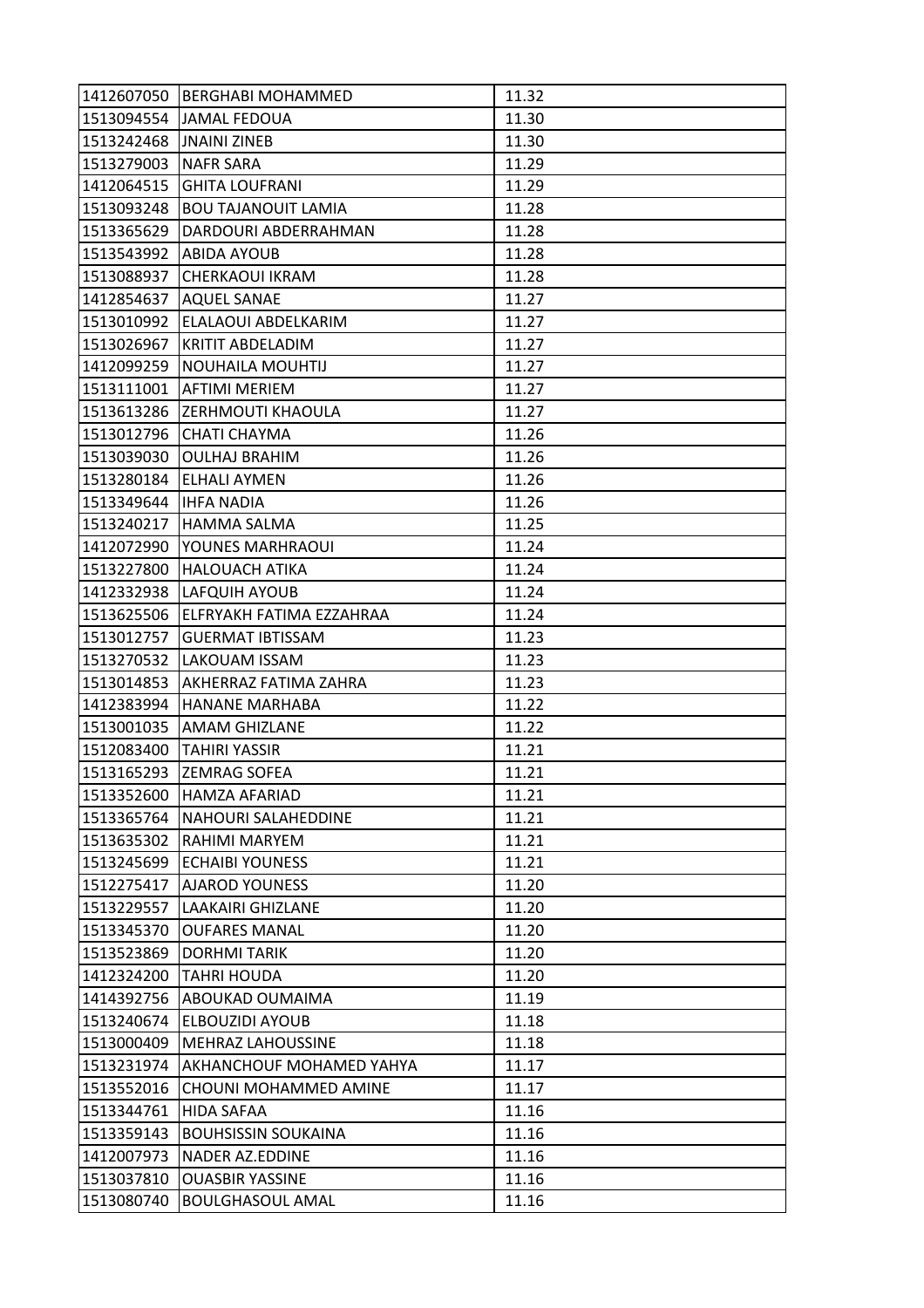| | | |
|---|---|---|
| 1412607050 | BERGHABI MOHAMMED | 11.32 |
| 1513094554 | JAMAL FEDOUA | 11.30 |
| 1513242468 | JNAINI ZINEB | 11.30 |
| 1513279003 | NAFR SARA | 11.29 |
| 1412064515 | GHITA LOUFRANI | 11.29 |
| 1513093248 | BOU TAJANOUIT LAMIA | 11.28 |
| 1513365629 | DARDOURI ABDERRAHMAN | 11.28 |
| 1513543992 | ABIDA AYOUB | 11.28 |
| 1513088937 | CHERKAOUI IKRAM | 11.28 |
| 1412854637 | AQUEL SANAE | 11.27 |
| 1513010992 | ELALAOUI ABDELKARIM | 11.27 |
| 1513026967 | KRITIT ABDELADIM | 11.27 |
| 1412099259 | NOUHAILA MOUHTIJ | 11.27 |
| 1513111001 | AFTIMI MERIEM | 11.27 |
| 1513613286 | ZERHMOUTI KHAOULA | 11.27 |
| 1513012796 | CHATI CHAYMA | 11.26 |
| 1513039030 | OULHAJ BRAHIM | 11.26 |
| 1513280184 | ELHALI AYMEN | 11.26 |
| 1513349644 | IHFA NADIA | 11.26 |
| 1513240217 | HAMMA SALMA | 11.25 |
| 1412072990 | YOUNES MARHRAOUI | 11.24 |
| 1513227800 | HALOUACH ATIKA | 11.24 |
| 1412332938 | LAFQUIH AYOUB | 11.24 |
| 1513625506 | ELFRYAKH FATIMA EZZAHRAA | 11.24 |
| 1513012757 | GUERMAT IBTISSAM | 11.23 |
| 1513270532 | LAKOUAM ISSAM | 11.23 |
| 1513014853 | AKHERRAZ FATIMA ZAHRA | 11.23 |
| 1412383994 | HANANE MARHABA | 11.22 |
| 1513001035 | AMAM GHIZLANE | 11.22 |
| 1512083400 | TAHIRI YASSIR | 11.21 |
| 1513165293 | ZEMRAG SOFEA | 11.21 |
| 1513352600 | HAMZA AFARIAD | 11.21 |
| 1513365764 | NAHOURI SALAHEDDINE | 11.21 |
| 1513635302 | RAHIMI MARYEM | 11.21 |
| 1513245699 | ECHAIBI YOUNESS | 11.21 |
| 1512275417 | AJAROD YOUNESS | 11.20 |
| 1513229557 | LAAKAIRI GHIZLANE | 11.20 |
| 1513345370 | OUFARES MANAL | 11.20 |
| 1513523869 | DORHMI TARIK | 11.20 |
| 1412324200 | TAHRI HOUDA | 11.20 |
| 1414392756 | ABOUKAD OUMAIMA | 11.19 |
| 1513240674 | ELBOUZIDI AYOUB | 11.18 |
| 1513000409 | MEHRAZ LAHOUSSINE | 11.18 |
| 1513231974 | AKHANCHOUF MOHAMED YAHYA | 11.17 |
| 1513552016 | CHOUNI MOHAMMED AMINE | 11.17 |
| 1513344761 | HIDA SAFAA | 11.16 |
| 1513359143 | BOUHSISSIN SOUKAINA | 11.16 |
| 1412007973 | NADER AZ.EDDINE | 11.16 |
| 1513037810 | OUASBIR YASSINE | 11.16 |
| 1513080740 | BOULGHASOUL AMAL | 11.16 |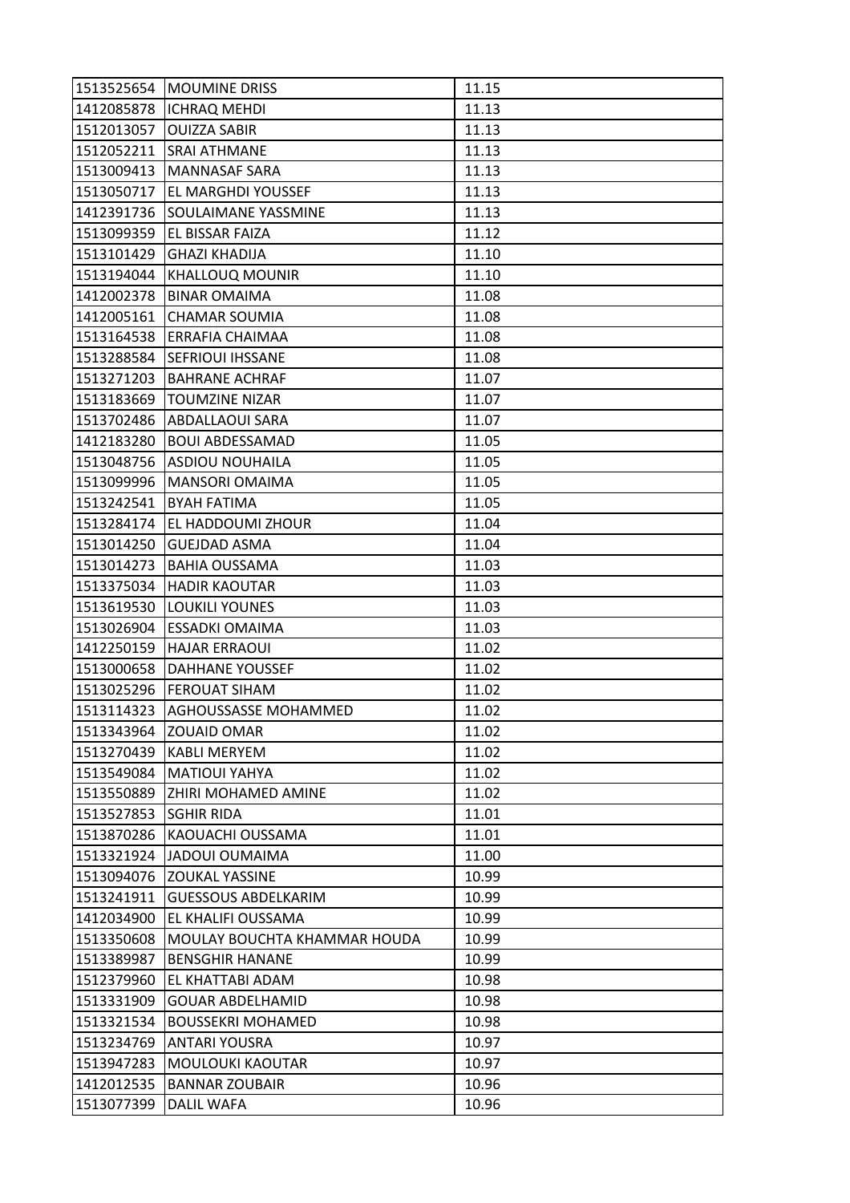| 1513525654 | MOUMINE DRISS | 11.15 |
|---|---|---|
| 1412085878 | ICHRAQ MEHDI | 11.13 |
| 1512013057 | OUIZZA SABIR | 11.13 |
| 1512052211 | SRAI ATHMANE | 11.13 |
| 1513009413 | MANNASAF SARA | 11.13 |
| 1513050717 | EL MARGHDI YOUSSEF | 11.13 |
| 1412391736 | SOULAIMANE YASSMINE | 11.13 |
| 1513099359 | EL BISSAR FAIZA | 11.12 |
| 1513101429 | GHAZI KHADIJA | 11.10 |
| 1513194044 | KHALLOUQ MOUNIR | 11.10 |
| 1412002378 | BINAR OMAIMA | 11.08 |
| 1412005161 | CHAMAR SOUMIA | 11.08 |
| 1513164538 | ERRAFIA CHAIMAA | 11.08 |
| 1513288584 | SEFRIOUI IHSSANE | 11.08 |
| 1513271203 | BAHRANE ACHRAF | 11.07 |
| 1513183669 | TOUMZINE NIZAR | 11.07 |
| 1513702486 | ABDALLAOUI SARA | 11.07 |
| 1412183280 | BOUI ABDESSAMAD | 11.05 |
| 1513048756 | ASDIOU NOUHAILA | 11.05 |
| 1513099996 | MANSORI OMAIMA | 11.05 |
| 1513242541 | BYAH FATIMA | 11.05 |
| 1513284174 | EL HADDOUMI ZHOUR | 11.04 |
| 1513014250 | GUEJDAD ASMA | 11.04 |
| 1513014273 | BAHIA OUSSAMA | 11.03 |
| 1513375034 | HADIR KAOUTAR | 11.03 |
| 1513619530 | LOUKILI YOUNES | 11.03 |
| 1513026904 | ESSADKI OMAIMA | 11.03 |
| 1412250159 | HAJAR ERRAOUI | 11.02 |
| 1513000658 | DAHHANE YOUSSEF | 11.02 |
| 1513025296 | FEROUAT SIHAM | 11.02 |
| 1513114323 | AGHOUSSASSE MOHAMMED | 11.02 |
| 1513343964 | ZOUAID OMAR | 11.02 |
| 1513270439 | KABLI MERYEM | 11.02 |
| 1513549084 | MATIOUI YAHYA | 11.02 |
| 1513550889 | ZHIRI MOHAMED AMINE | 11.02 |
| 1513527853 | SGHIR RIDA | 11.01 |
| 1513870286 | KAOUACHI OUSSAMA | 11.01 |
| 1513321924 | JADOUI OUMAIMA | 11.00 |
| 1513094076 | ZOUKAL YASSINE | 10.99 |
| 1513241911 | GUESSOUS ABDELKARIM | 10.99 |
| 1412034900 | EL KHALIFI OUSSAMA | 10.99 |
| 1513350608 | MOULAY BOUCHTA KHAMMAR HOUDA | 10.99 |
| 1513389987 | BENSGHIR HANANE | 10.99 |
| 1512379960 | EL KHATTABI ADAM | 10.98 |
| 1513331909 | GOUAR ABDELHAMID | 10.98 |
| 1513321534 | BOUSSEKRI MOHAMED | 10.98 |
| 1513234769 | ANTARI YOUSRA | 10.97 |
| 1513947283 | MOULOUKI KAOUTAR | 10.97 |
| 1412012535 | BANNAR ZOUBAIR | 10.96 |
| 1513077399 | DALIL WAFA | 10.96 |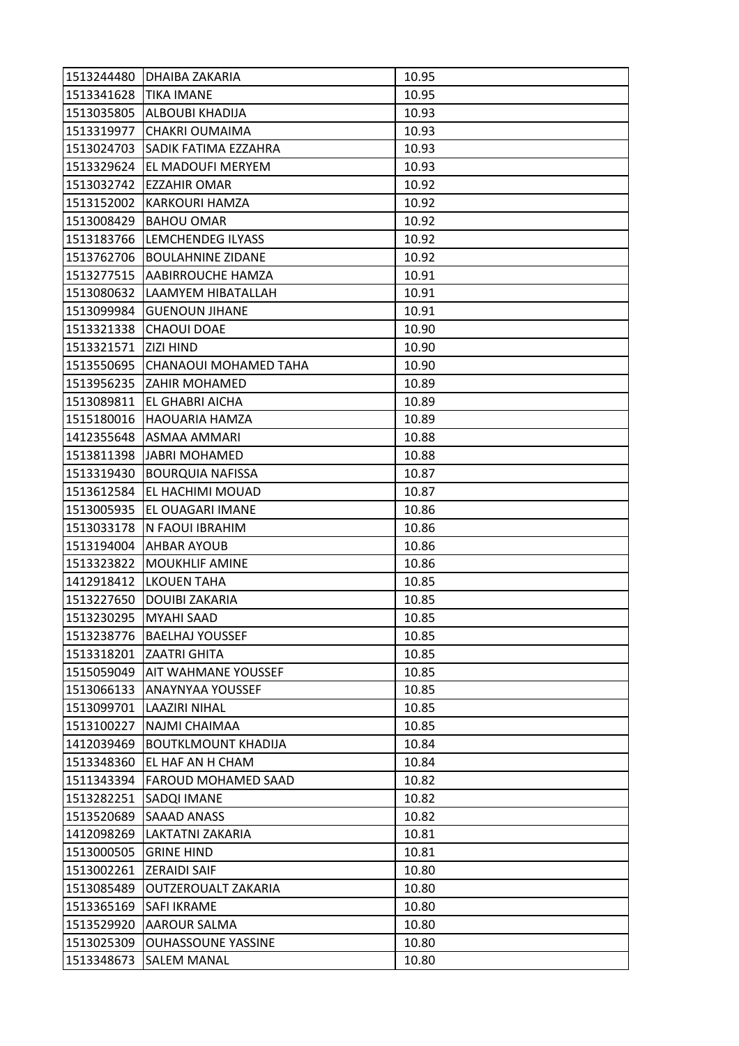| | | |
|---|---|---|
| 1513244480 | DHAIBA ZAKARIA | 10.95 |
| 1513341628 | TIKA IMANE | 10.95 |
| 1513035805 | ALBOUBI KHADIJA | 10.93 |
| 1513319977 | CHAKRI OUMAIMA | 10.93 |
| 1513024703 | SADIK FATIMA EZZAHRA | 10.93 |
| 1513329624 | EL MADOUFI MERYEM | 10.93 |
| 1513032742 | EZZAHIR OMAR | 10.92 |
| 1513152002 | KARKOURI HAMZA | 10.92 |
| 1513008429 | BAHOU OMAR | 10.92 |
| 1513183766 | LEMCHENDEG ILYASS | 10.92 |
| 1513762706 | BOULAHNINE ZIDANE | 10.92 |
| 1513277515 | AABIRROUCHE HAMZA | 10.91 |
| 1513080632 | LAAMYEM HIBATALLAH | 10.91 |
| 1513099984 | GUENOUN JIHANE | 10.91 |
| 1513321338 | CHAOUI DOAE | 10.90 |
| 1513321571 | ZIZI HIND | 10.90 |
| 1513550695 | CHANAOUI MOHAMED TAHA | 10.90 |
| 1513956235 | ZAHIR MOHAMED | 10.89 |
| 1513089811 | EL GHABRI AICHA | 10.89 |
| 1515180016 | HAOUARIA HAMZA | 10.89 |
| 1412355648 | ASMAA AMMARI | 10.88 |
| 1513811398 | JABRI MOHAMED | 10.88 |
| 1513319430 | BOURQUIA NAFISSA | 10.87 |
| 1513612584 | EL HACHIMI MOUAD | 10.87 |
| 1513005935 | EL OUAGARI IMANE | 10.86 |
| 1513033178 | N FAOUI IBRAHIM | 10.86 |
| 1513194004 | AHBAR AYOUB | 10.86 |
| 1513323822 | MOUKHLIF AMINE | 10.86 |
| 1412918412 | LKOUEN TAHA | 10.85 |
| 1513227650 | DOUIBI ZAKARIA | 10.85 |
| 1513230295 | MYAHI SAAD | 10.85 |
| 1513238776 | BAELHAJ YOUSSEF | 10.85 |
| 1513318201 | ZAATRI GHITA | 10.85 |
| 1515059049 | AIT WAHMANE YOUSSEF | 10.85 |
| 1513066133 | ANAYNYAA YOUSSEF | 10.85 |
| 1513099701 | LAAZIRI NIHAL | 10.85 |
| 1513100227 | NAJMI CHAIMAA | 10.85 |
| 1412039469 | BOUTKLMOUNT KHADIJA | 10.84 |
| 1513348360 | EL HAF AN H CHAM | 10.84 |
| 1511343394 | FAROUD MOHAMED SAAD | 10.82 |
| 1513282251 | SADQI IMANE | 10.82 |
| 1513520689 | SAAAD ANASS | 10.82 |
| 1412098269 | LAKTATNI ZAKARIA | 10.81 |
| 1513000505 | GRINE HIND | 10.81 |
| 1513002261 | ZERAIDI SAIF | 10.80 |
| 1513085489 | OUTZEROUALT ZAKARIA | 10.80 |
| 1513365169 | SAFI IKRAME | 10.80 |
| 1513529920 | AAROUR SALMA | 10.80 |
| 1513025309 | OUHASSOUNE YASSINE | 10.80 |
| 1513348673 | SALEM MANAL | 10.80 |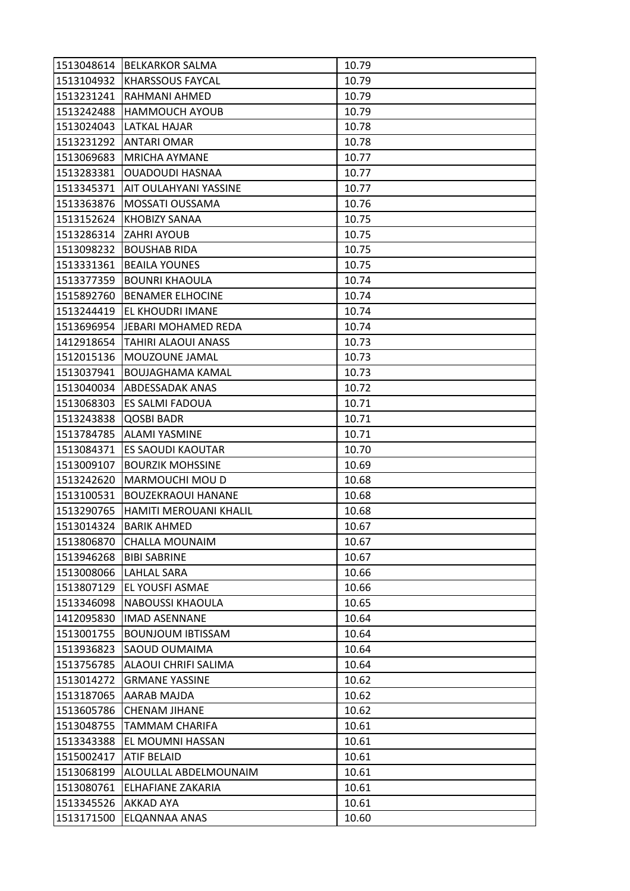| | | |
|---|---|---|
| 1513048614 | BELKARKOR SALMA | 10.79 |
| 1513104932 | KHARSSOUS FAYCAL | 10.79 |
| 1513231241 | RAHMANI AHMED | 10.79 |
| 1513242488 | HAMMOUCH AYOUB | 10.79 |
| 1513024043 | LATKAL HAJAR | 10.78 |
| 1513231292 | ANTARI OMAR | 10.78 |
| 1513069683 | MRICHA AYMANE | 10.77 |
| 1513283381 | OUADOUDI HASNAA | 10.77 |
| 1513345371 | AIT OULAHYANI YASSINE | 10.77 |
| 1513363876 | MOSSATI OUSSAMA | 10.76 |
| 1513152624 | KHOBIZY SANAA | 10.75 |
| 1513286314 | ZAHRI AYOUB | 10.75 |
| 1513098232 | BOUSHAB RIDA | 10.75 |
| 1513331361 | BEAILA YOUNES | 10.75 |
| 1513377359 | BOUNRI KHAOULA | 10.74 |
| 1515892760 | BENAMER ELHOCINE | 10.74 |
| 1513244419 | EL KHOUDRI IMANE | 10.74 |
| 1513696954 | JEBARI MOHAMED REDA | 10.74 |
| 1412918654 | TAHIRI ALAOUI ANASS | 10.73 |
| 1512015136 | MOUZOUNE JAMAL | 10.73 |
| 1513037941 | BOUJAGHAMA KAMAL | 10.73 |
| 1513040034 | ABDESSADAK ANAS | 10.72 |
| 1513068303 | ES SALMI FADOUA | 10.71 |
| 1513243838 | QOSBI BADR | 10.71 |
| 1513784785 | ALAMI YASMINE | 10.71 |
| 1513084371 | ES SAOUDI KAOUTAR | 10.70 |
| 1513009107 | BOURZIK MOHSSINE | 10.69 |
| 1513242620 | MARMOUCHI MOU D | 10.68 |
| 1513100531 | BOUZEKRAOUI HANANE | 10.68 |
| 1513290765 | HAMITI MEROUANI KHALIL | 10.68 |
| 1513014324 | BARIK AHMED | 10.67 |
| 1513806870 | CHALLA MOUNAIM | 10.67 |
| 1513946268 | BIBI SABRINE | 10.67 |
| 1513008066 | LAHLAL SARA | 10.66 |
| 1513807129 | EL YOUSFI ASMAE | 10.66 |
| 1513346098 | NABOUSSI KHAOULA | 10.65 |
| 1412095830 | IMAD ASENNANE | 10.64 |
| 1513001755 | BOUNJOUM IBTISSAM | 10.64 |
| 1513936823 | SAOUD OUMAIMA | 10.64 |
| 1513756785 | ALAOUI CHRIFI SALIMA | 10.64 |
| 1513014272 | GRMANE YASSINE | 10.62 |
| 1513187065 | AARAB MAJDA | 10.62 |
| 1513605786 | CHENAM JIHANE | 10.62 |
| 1513048755 | TAMMAM CHARIFA | 10.61 |
| 1513343388 | EL MOUMNI HASSAN | 10.61 |
| 1515002417 | ATIF BELAID | 10.61 |
| 1513068199 | ALOULLAL ABDELMOUNAIM | 10.61 |
| 1513080761 | ELHAFIANE ZAKARIA | 10.61 |
| 1513345526 | AKKAD AYA | 10.61 |
| 1513171500 | ELQANNAA ANAS | 10.60 |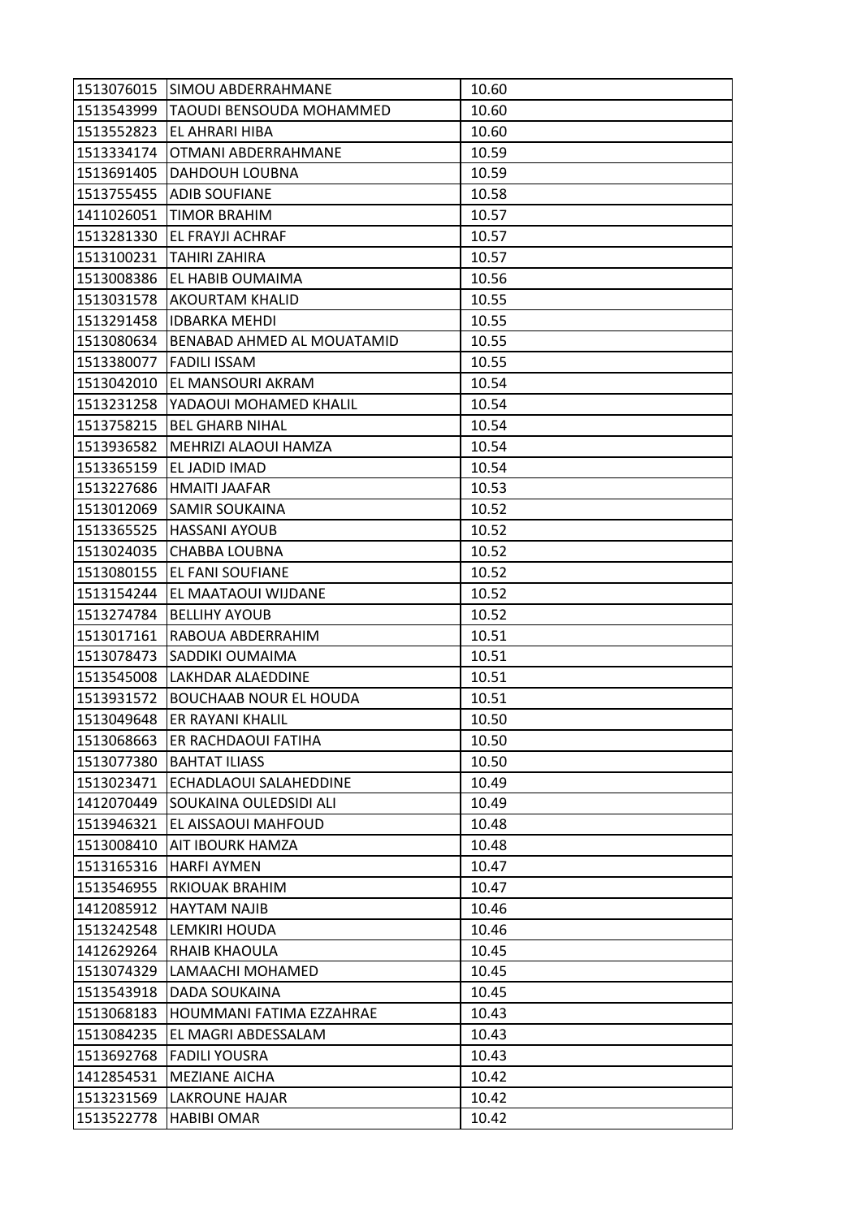| | | |
|---|---|---|
| 1513076015 | SIMOU ABDERRAHMANE | 10.60 |
| 1513543999 | TAOUDI BENSOUDA MOHAMMED | 10.60 |
| 1513552823 | EL AHRARI HIBA | 10.60 |
| 1513334174 | OTMANI ABDERRAHMANE | 10.59 |
| 1513691405 | DAHDOUH LOUBNA | 10.59 |
| 1513755455 | ADIB SOUFIANE | 10.58 |
| 1411026051 | TIMOR BRAHIM | 10.57 |
| 1513281330 | EL FRAYJI ACHRAF | 10.57 |
| 1513100231 | TAHIRI ZAHIRA | 10.57 |
| 1513008386 | EL HABIB OUMAIMA | 10.56 |
| 1513031578 | AKOURTAM KHALID | 10.55 |
| 1513291458 | IDBARKA MEHDI | 10.55 |
| 1513080634 | BENABAD AHMED AL MOUATAMID | 10.55 |
| 1513380077 | FADILI ISSAM | 10.55 |
| 1513042010 | EL MANSOURI AKRAM | 10.54 |
| 1513231258 | YADAOUI MOHAMED KHALIL | 10.54 |
| 1513758215 | BEL GHARB NIHAL | 10.54 |
| 1513936582 | MEHRIZI ALAOUI HAMZA | 10.54 |
| 1513365159 | EL JADID IMAD | 10.54 |
| 1513227686 | HMAITI JAAFAR | 10.53 |
| 1513012069 | SAMIR SOUKAINA | 10.52 |
| 1513365525 | HASSANI AYOUB | 10.52 |
| 1513024035 | CHABBA LOUBNA | 10.52 |
| 1513080155 | EL FANI SOUFIANE | 10.52 |
| 1513154244 | EL MAATAOUI WIJDANE | 10.52 |
| 1513274784 | BELLIHY AYOUB | 10.52 |
| 1513017161 | RABOUA ABDERRAHIM | 10.51 |
| 1513078473 | SADDIKI OUMAIMA | 10.51 |
| 1513545008 | LAKHDAR ALAEDDINE | 10.51 |
| 1513931572 | BOUCHAAB NOUR EL HOUDA | 10.51 |
| 1513049648 | ER RAYANI KHALIL | 10.50 |
| 1513068663 | ER RACHDAOUI FATIHA | 10.50 |
| 1513077380 | BAHTAT ILIASS | 10.50 |
| 1513023471 | ECHADLAOUI SALAHEDDINE | 10.49 |
| 1412070449 | SOUKAINA OULEDSIDI ALI | 10.49 |
| 1513946321 | EL AISSAOUI MAHFOUD | 10.48 |
| 1513008410 | AIT IBOURK HAMZA | 10.48 |
| 1513165316 | HARFI AYMEN | 10.47 |
| 1513546955 | RKIOUAK BRAHIM | 10.47 |
| 1412085912 | HAYTAM NAJIB | 10.46 |
| 1513242548 | LEMKIRI HOUDA | 10.46 |
| 1412629264 | RHAIB KHAOULA | 10.45 |
| 1513074329 | LAMAACHI MOHAMED | 10.45 |
| 1513543918 | DADA SOUKAINA | 10.45 |
| 1513068183 | HOUMMANI FATIMA EZZAHRAE | 10.43 |
| 1513084235 | EL MAGRI ABDESSALAM | 10.43 |
| 1513692768 | FADILI YOUSRA | 10.43 |
| 1412854531 | MEZIANE AICHA | 10.42 |
| 1513231569 | LAKROUNE HAJAR | 10.42 |
| 1513522778 | HABIBI OMAR | 10.42 |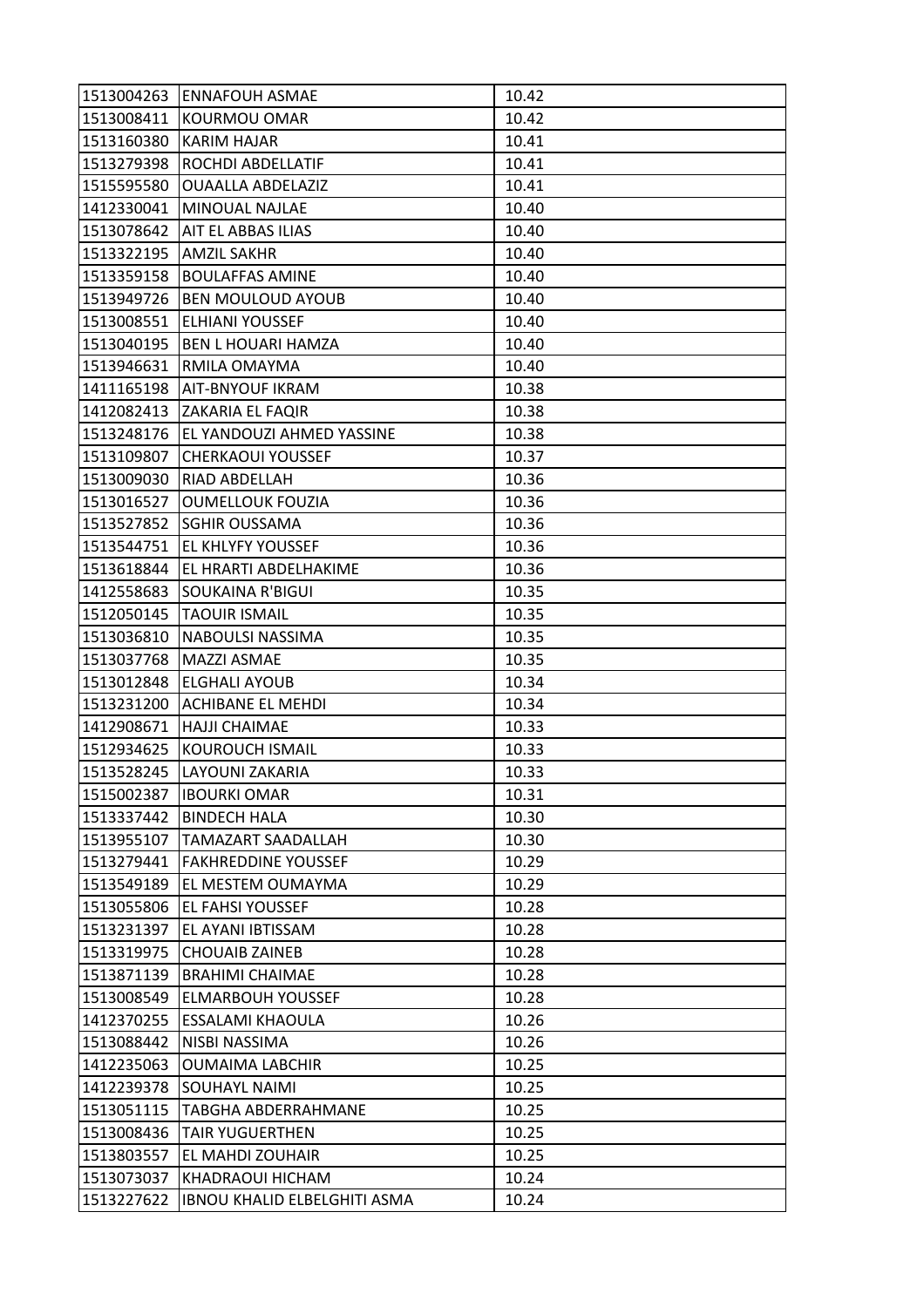| 1513004263 | ENNAFOUH ASMAE | 10.42 |
|---|---|---|
| 1513008411 | KOURMOU OMAR | 10.42 |
| 1513160380 | KARIM HAJAR | 10.41 |
| 1513279398 | ROCHDI ABDELLATIF | 10.41 |
| 1515595580 | OUAALLA ABDELAZIZ | 10.41 |
| 1412330041 | MINOUAL NAJLAE | 10.40 |
| 1513078642 | AIT EL ABBAS ILIAS | 10.40 |
| 1513322195 | AMZIL SAKHR | 10.40 |
| 1513359158 | BOULAFFAS AMINE | 10.40 |
| 1513949726 | BEN MOULOUD AYOUB | 10.40 |
| 1513008551 | ELHIANI YOUSSEF | 10.40 |
| 1513040195 | BEN L HOUARI HAMZA | 10.40 |
| 1513946631 | RMILA OMAYMA | 10.40 |
| 1411165198 | AIT-BNYOUF IKRAM | 10.38 |
| 1412082413 | ZAKARIA EL FAQIR | 10.38 |
| 1513248176 | EL YANDOUZI AHMED YASSINE | 10.38 |
| 1513109807 | CHERKAOUI YOUSSEF | 10.37 |
| 1513009030 | RIAD ABDELLAH | 10.36 |
| 1513016527 | OUMELLOUK FOUZIA | 10.36 |
| 1513527852 | SGHIR OUSSAMA | 10.36 |
| 1513544751 | EL KHLYFY YOUSSEF | 10.36 |
| 1513618844 | EL HRARTI ABDELHAKIME | 10.36 |
| 1412558683 | SOUKAINA R'BIGUI | 10.35 |
| 1512050145 | TAOUIR ISMAIL | 10.35 |
| 1513036810 | NABOULSI NASSIMA | 10.35 |
| 1513037768 | MAZZI ASMAE | 10.35 |
| 1513012848 | ELGHALI AYOUB | 10.34 |
| 1513231200 | ACHIBANE EL MEHDI | 10.34 |
| 1412908671 | HAJJI CHAIMAE | 10.33 |
| 1512934625 | KOUROUCH ISMAIL | 10.33 |
| 1513528245 | LAYOUNI ZAKARIA | 10.33 |
| 1515002387 | IBOURKI OMAR | 10.31 |
| 1513337442 | BINDECH HALA | 10.30 |
| 1513955107 | TAMAZART SAADALLAH | 10.30 |
| 1513279441 | FAKHREDDINE YOUSSEF | 10.29 |
| 1513549189 | EL MESTEM OUMAYMA | 10.29 |
| 1513055806 | EL FAHSI YOUSSEF | 10.28 |
| 1513231397 | EL AYANI IBTISSAM | 10.28 |
| 1513319975 | CHOUAIB ZAINEB | 10.28 |
| 1513871139 | BRAHIMI CHAIMAE | 10.28 |
| 1513008549 | ELMARBOUH YOUSSEF | 10.28 |
| 1412370255 | ESSALAMI KHAOULA | 10.26 |
| 1513088442 | NISBI NASSIMA | 10.26 |
| 1412235063 | OUMAIMA LABCHIR | 10.25 |
| 1412239378 | SOUHAYL NAIMI | 10.25 |
| 1513051115 | TABGHA ABDERRAHMANE | 10.25 |
| 1513008436 | TAIR YUGUERTHEN | 10.25 |
| 1513803557 | EL MAHDI ZOUHAIR | 10.25 |
| 1513073037 | KHADRAOUI HICHAM | 10.24 |
| 1513227622 | IBNOU KHALID ELBELGHITI ASMA | 10.24 |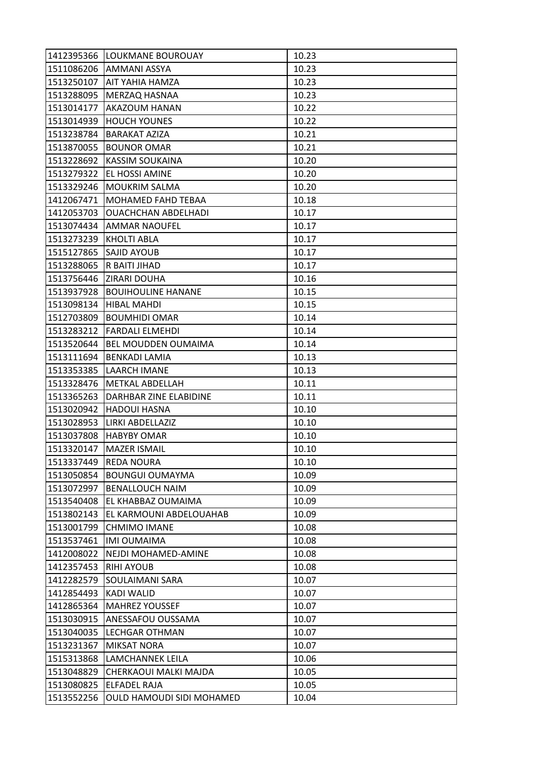| | | |
|---|---|---|
| 1412395366 | LOUKMANE BOUROUAY | 10.23 |
| 1511086206 | AMMANI ASSYA | 10.23 |
| 1513250107 | AIT YAHIA HAMZA | 10.23 |
| 1513288095 | MERZAQ HASNAA | 10.23 |
| 1513014177 | AKAZOUM HANAN | 10.22 |
| 1513014939 | HOUCH YOUNES | 10.22 |
| 1513238784 | BARAKAT AZIZA | 10.21 |
| 1513870055 | BOUNOR OMAR | 10.21 |
| 1513228692 | KASSIM SOUKAINA | 10.20 |
| 1513279322 | EL HOSSI AMINE | 10.20 |
| 1513329246 | MOUKRIM SALMA | 10.20 |
| 1412067471 | MOHAMED FAHD TEBAA | 10.18 |
| 1412053703 | OUACHCHAN ABDELHADI | 10.17 |
| 1513074434 | AMMAR NAOUFEL | 10.17 |
| 1513273239 | KHOLTI ABLA | 10.17 |
| 1515127865 | SAJID AYOUB | 10.17 |
| 1513288065 | R BAITI JIHAD | 10.17 |
| 1513756446 | ZIRARI DOUHA | 10.16 |
| 1513937928 | BOUIHOULINE HANANE | 10.15 |
| 1513098134 | HIBAL MAHDI | 10.15 |
| 1512703809 | BOUMHIDI OMAR | 10.14 |
| 1513283212 | FARDALI ELMEHDI | 10.14 |
| 1513520644 | BEL MOUDDEN OUMAIMA | 10.14 |
| 1513111694 | BENKADI LAMIA | 10.13 |
| 1513353385 | LAARCH IMANE | 10.13 |
| 1513328476 | METKAL ABDELLAH | 10.11 |
| 1513365263 | DARHBAR ZINE ELABIDINE | 10.11 |
| 1513020942 | HADOUI HASNA | 10.10 |
| 1513028953 | LIRKI ABDELLAZIZ | 10.10 |
| 1513037808 | HABYBY OMAR | 10.10 |
| 1513320147 | MAZER ISMAIL | 10.10 |
| 1513337449 | REDA NOURA | 10.10 |
| 1513050854 | BOUNGUI OUMAYMA | 10.09 |
| 1513072997 | BENALLOUCH NAIM | 10.09 |
| 1513540408 | EL KHABBAZ OUMAIMA | 10.09 |
| 1513802143 | EL KARMOUNI ABDELOUAHAB | 10.09 |
| 1513001799 | CHMIMO IMANE | 10.08 |
| 1513537461 | IMI OUMAIMA | 10.08 |
| 1412008022 | NEJDI MOHAMED-AMINE | 10.08 |
| 1412357453 | RIHI AYOUB | 10.08 |
| 1412282579 | SOULAIMANI SARA | 10.07 |
| 1412854493 | KADI WALID | 10.07 |
| 1412865364 | MAHREZ YOUSSEF | 10.07 |
| 1513030915 | ANESSAFOU OUSSAMA | 10.07 |
| 1513040035 | LECHGAR OTHMAN | 10.07 |
| 1513231367 | MIKSAT NORA | 10.07 |
| 1515313868 | LAMCHANNEK LEILA | 10.06 |
| 1513048829 | CHERKAOUI MALKI MAJDA | 10.05 |
| 1513080825 | ELFADEL RAJA | 10.05 |
| 1513552256 | OULD HAMOUDI SIDI MOHAMED | 10.04 |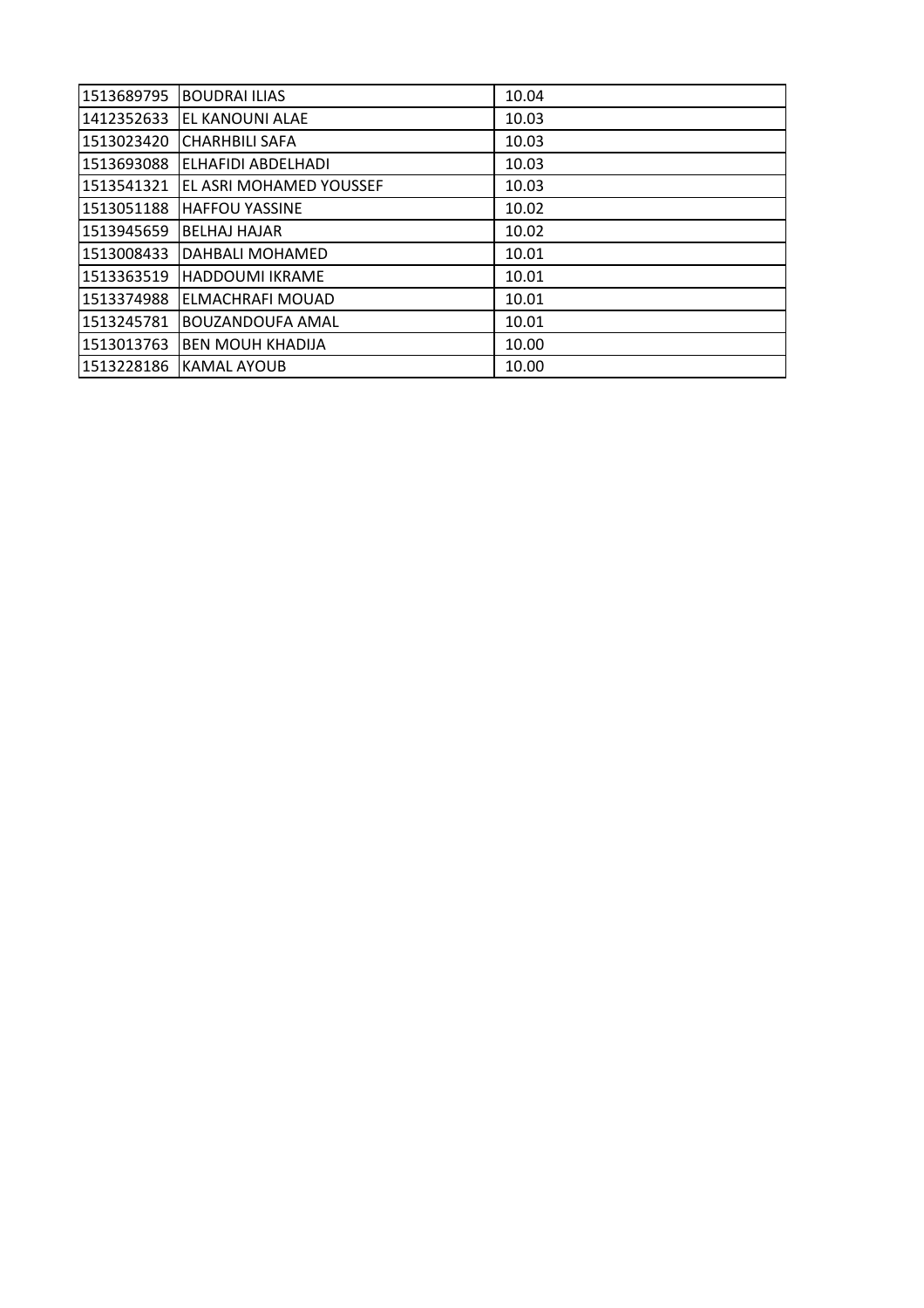| | | |
|---|---|---|
| 1513689795 | BOUDRAI ILIAS | 10.04 |
| 1412352633 | EL KANOUNI ALAE | 10.03 |
| 1513023420 | CHARHBILI SAFA | 10.03 |
| 1513693088 | ELHAFIDI ABDELHADI | 10.03 |
| 1513541321 | EL ASRI MOHAMED YOUSSEF | 10.03 |
| 1513051188 | HAFFOU YASSINE | 10.02 |
| 1513945659 | BELHAJ HAJAR | 10.02 |
| 1513008433 | DAHBALI MOHAMED | 10.01 |
| 1513363519 | HADDOUMI IKRAME | 10.01 |
| 1513374988 | ELMACHRAFI MOUAD | 10.01 |
| 1513245781 | BOUZANDOUFA AMAL | 10.01 |
| 1513013763 | BEN MOUH KHADIJA | 10.00 |
| 1513228186 | KAMAL AYOUB | 10.00 |